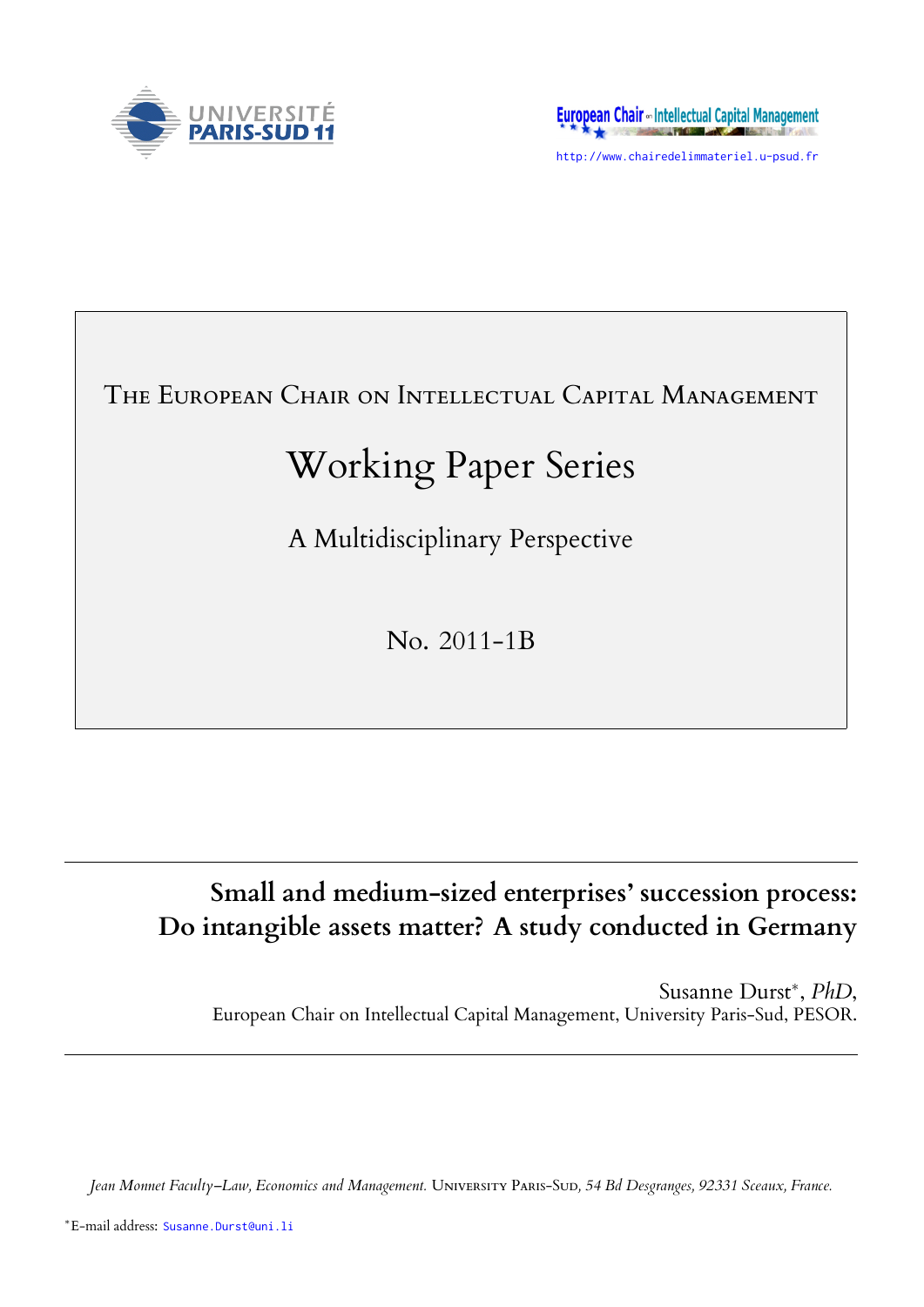UNIVERSITÉ PARIS-SUD 11

European Chair on Intellectual Capital Management

http://www.chairedelimmateriel.u-psud.fr

THE EUROPEAN CHAIR ON INTELLECTUAL CAPITAL MANAGEMENT

# Working Paper Series

A Multidisciplinary Perspective

No. 2011-1B

## Small and medium-sized enterprises' succession process: Do intangible assets matter? A study conducted in Germany

Susanne Durst*, *PhD*,
European Chair on Intellectual Capital Management, University Paris-Sud, PESOR.

*Jean Monnet Faculty–Law, Economics and Management.* UNIVERSITY PARIS-SUD, *54 Bd Desgranges, 92331 Sceaux, France.*

*E-mail address: Susanne.Durst@uni.li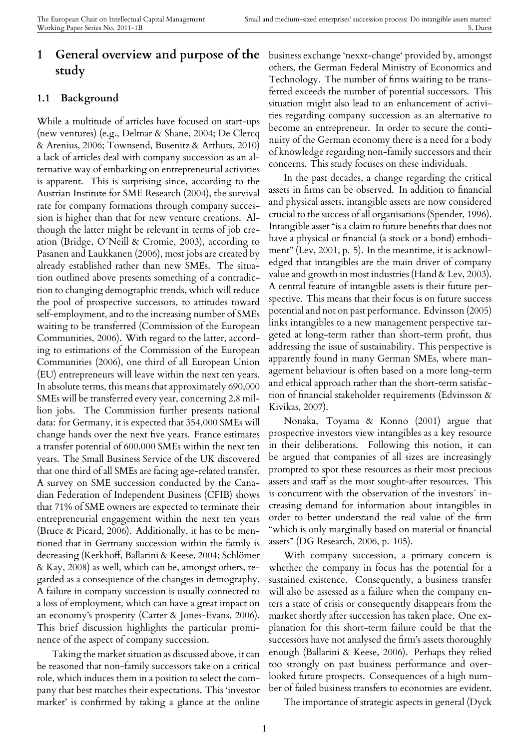# 1 General overview and purpose of the study

## 1.1 Background

While a multitude of articles have focused on start-ups (new ventures) (e.g., Delmar & Shane, 2004; De Clercq & Arenius, 2006; Townsend, Busenitz & Arthurs, 2010) a lack of articles deal with company succession as an alternative way of embarking on entrepreneurial activities is apparent. This is surprising since, according to the Austrian Institute for SME Research (2004), the survival rate for company formations through company succession is higher than that for new venture creations. Although the latter might be relevant in terms of job creation (Bridge, O´Neill & Cromie, 2003), according to Pasanen and Laukkanen (2006), most jobs are created by already established rather than new SMEs. The situation outlined above presents something of a contradiction to changing demographic trends, which will reduce the pool of prospective successors, to attitudes toward self-employment, and to the increasing number of SMEs waiting to be transferred (Commission of the European Communities, 2006). With regard to the latter, according to estimations of the Commission of the European Communities (2006), one third of all European Union (EU) entrepreneurs will leave within the next ten years. In absolute terms, this means that approximately 690,000 SMEs will be transferred every year, concerning 2.8 million jobs. The Commission further presents national data: for Germany, it is expected that 354,000 SMEs will change hands over the next five years. France estimates a transfer potential of 600.000 SMEs within the next ten years. The Small Business Service of the UK discovered that one third of all SMEs are facing age-related transfer. A survey on SME succession conducted by the Canadian Federation of Independent Business (CFIB) shows that 71% of SME owners are expected to terminate their entrepreneurial engagement within the next ten years (Bruce & Picard, 2006). Additionally, it has to be mentioned that in Germany succession within the family is decreasing (Kerkhoff, Ballarini & Keese, 2004; Schlömer & Kay, 2008) as well, which can be, amongst others, regarded as a consequence of the changes in demography. A failure in company succession is usually connected to a loss of employment, which can have a great impact on an economy's prosperity (Carter & Jones-Evans, 2006). This brief discussion highlights the particular prominence of the aspect of company succession.

Taking the market situation as discussed above, it can be reasoned that non-family successors take on a critical role, which induces them in a position to select the company that best matches their expectations. This 'investor market' is confirmed by taking a glance at the online business exchange 'nexxt-change' provided by, amongst others, the German Federal Ministry of Economics and Technology. The number of firms waiting to be transferred exceeds the number of potential successors. This situation might also lead to an enhancement of activities regarding company succession as an alternative to become an entrepreneur. In order to secure the continuity of the German economy there is a need for a body of knowledge regarding non-family successors and their concerns. This study focuses on these individuals.

In the past decades, a change regarding the critical assets in firms can be observed. In addition to financial and physical assets, intangible assets are now considered crucial to the success of all organisations (Spender, 1996). Intangible asset "is a claim to future benefits that does not have a physical or financial (a stock or a bond) embodiment" (Lev, 2001, p. 5). In the meantime, it is acknowledged that intangibles are the main driver of company value and growth in most industries (Hand & Lev, 2003). A central feature of intangible assets is their future perspective. This means that their focus is on future success potential and not on past performance. Edvinsson (2005) links intangibles to a new management perspective targeted at long-term rather than short-term profit, thus addressing the issue of sustainability. This perspective is apparently found in many German SMEs, where management behaviour is often based on a more long-term and ethical approach rather than the short-term satisfaction of financial stakeholder requirements (Edvinsson & Kivikas, 2007).

Nonaka, Toyama & Konno (2001) argue that prospective investors view intangibles as a key resource in their deliberations. Following this notion, it can be argued that companies of all sizes are increasingly prompted to spot these resources as their most precious assets and staff as the most sought-after resources. This is concurrent with the observation of the investors´ increasing demand for information about intangibles in order to better understand the real value of the firm "which is only marginally based on material or financial assets" (DG Research, 2006, p. 105).

With company succession, a primary concern is whether the company in focus has the potential for a sustained existence. Consequently, a business transfer will also be assessed as a failure when the company enters a state of crisis or consequently disappears from the market shortly after succession has taken place. One explanation for this short-term failure could be that the successors have not analysed the firm's assets thoroughly enough (Ballarini & Keese, 2006). Perhaps they relied too strongly on past business performance and overlooked future prospects. Consequences of a high number of failed business transfers to economies are evident.

The importance of strategic aspects in general (Dyck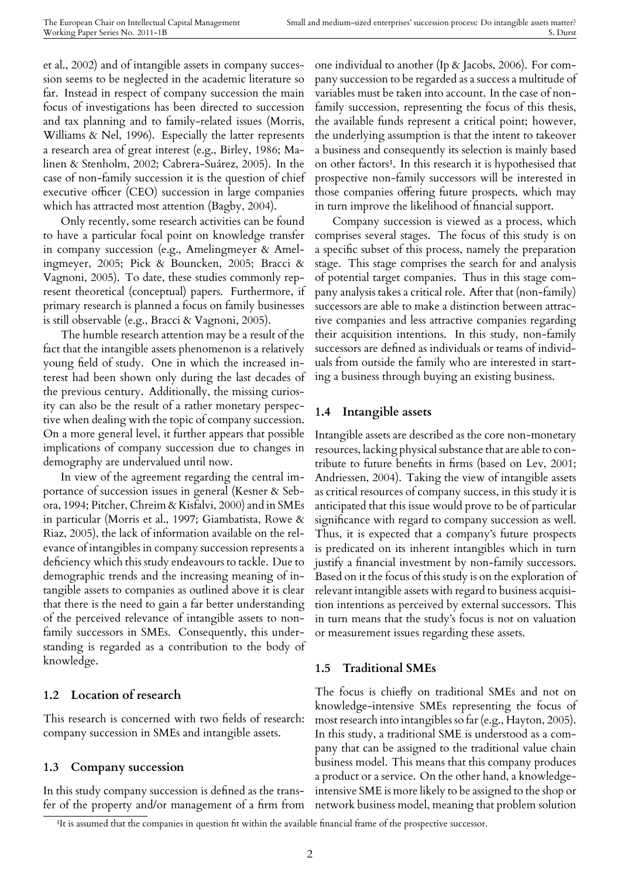et al., 2002) and of intangible assets in company succession seems to be neglected in the academic literature so far. Instead in respect of company succession the main focus of investigations has been directed to succession and tax planning and to family-related issues (Morris, Williams & Nel, 1996). Especially the latter represents a research area of great interest (e.g., Birley, 1986; Malinen & Stenholm, 2002; Cabrera-Suárez, 2005). In the case of non-family succession it is the question of chief executive officer (CEO) succession in large companies which has attracted most attention (Bagby, 2004).

Only recently, some research activities can be found to have a particular focal point on knowledge transfer in company succession (e.g., Amelingmeyer & Amelingmeyer, 2005; Pick & Bouncken, 2005; Bracci & Vagnoni, 2005). To date, these studies commonly represent theoretical (conceptual) papers. Furthermore, if primary research is planned a focus on family businesses is still observable (e.g., Bracci & Vagnoni, 2005).

The humble research attention may be a result of the fact that the intangible assets phenomenon is a relatively young field of study. One in which the increased interest had been shown only during the last decades of the previous century. Additionally, the missing curiosity can also be the result of a rather monetary perspective when dealing with the topic of company succession. On a more general level, it further appears that possible implications of company succession due to changes in demography are undervalued until now.

In view of the agreement regarding the central importance of succession issues in general (Kesner & Sebora, 1994; Pitcher, Chreim & Kisfalvi, 2000) and in SMEs in particular (Morris et al., 1997; Giambatista, Rowe & Riaz, 2005), the lack of information available on the relevance of intangibles in company succession represents a deficiency which this study endeavours to tackle. Due to demographic trends and the increasing meaning of intangible assets to companies as outlined above it is clear that there is the need to gain a far better understanding of the perceived relevance of intangible assets to non-family successors in SMEs. Consequently, this understanding is regarded as a contribution to the body of knowledge.

## 1.2 Location of research

This research is concerned with two fields of research: company succession in SMEs and intangible assets.

## 1.3 Company succession

In this study company succession is defined as the transfer of the property and/or management of a firm from one individual to another (Ip & Jacobs, 2006). For company succession to be regarded as a success a multitude of variables must be taken into account. In the case of non-family succession, representing the focus of this thesis, the available funds represent a critical point; however, the underlying assumption is that the intent to takeover a business and consequently its selection is mainly based on other factors[1]. In this research it is hypothesised that prospective non-family successors will be interested in those companies offering future prospects, which may in turn improve the likelihood of financial support.

Company succession is viewed as a process, which comprises several stages. The focus of this study is on a specific subset of this process, namely the preparation stage. This stage comprises the search for and analysis of potential target companies. Thus in this stage company analysis takes a critical role. After that (non-family) successors are able to make a distinction between attractive companies and less attractive companies regarding their acquisition intentions. In this study, non-family successors are defined as individuals or teams of individuals from outside the family who are interested in starting a business through buying an existing business.

## 1.4 Intangible assets

Intangible assets are described as the core non-monetary resources, lacking physical substance that are able to contribute to future benefits in firms (based on Lev, 2001; Andriessen, 2004). Taking the view of intangible assets as critical resources of company success, in this study it is anticipated that this issue would prove to be of particular significance with regard to company succession as well. Thus, it is expected that a company's future prospects is predicated on its inherent intangibles which in turn justify a financial investment by non-family successors. Based on it the focus of this study is on the exploration of relevant intangible assets with regard to business acquisition intentions as perceived by external successors. This in turn means that the study's focus is not on valuation or measurement issues regarding these assets.

## 1.5 Traditional SMEs

The focus is chiefly on traditional SMEs and not on knowledge-intensive SMEs representing the focus of most research into intangibles so far (e.g., Hayton, 2005). In this study, a traditional SME is understood as a company that can be assigned to the traditional value chain business model. This means that this company produces a product or a service. On the other hand, a knowledge-intensive SME is more likely to be assigned to the shop or network business model, meaning that problem solution

[1] It is assumed that the companies in question fit within the available financial frame of the prospective successor.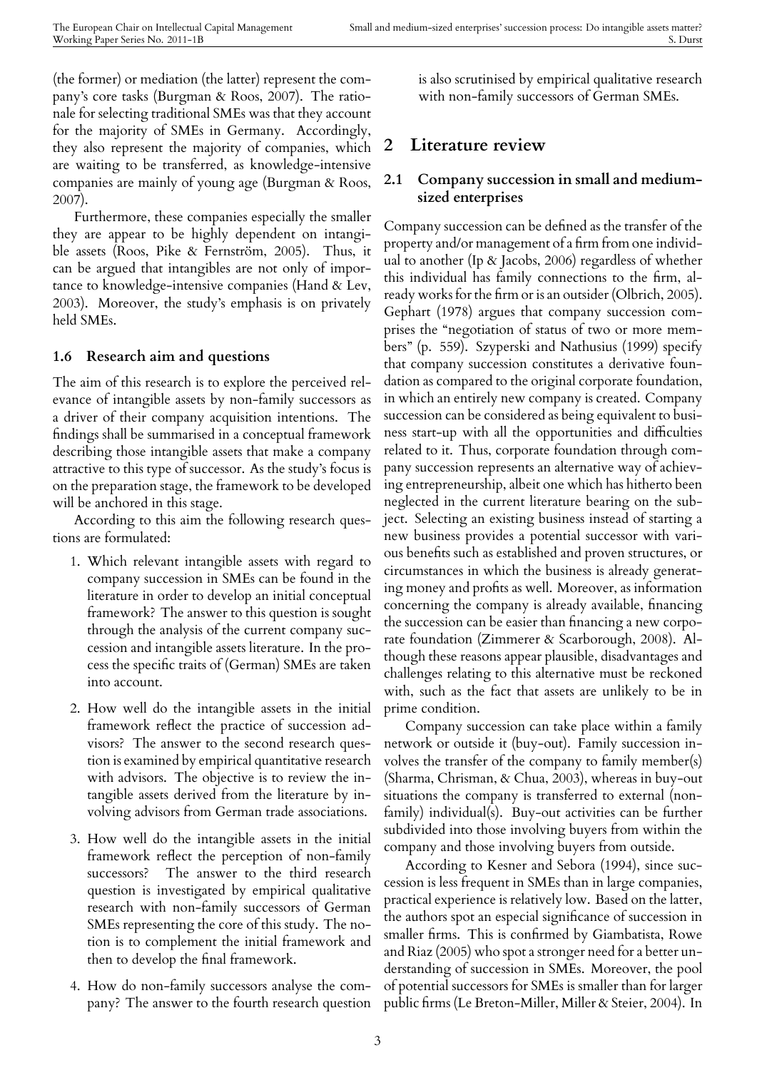(the former) or mediation (the latter) represent the company's core tasks (Burgman & Roos, 2007). The rationale for selecting traditional SMEs was that they account for the majority of SMEs in Germany. Accordingly, they also represent the majority of companies, which are waiting to be transferred, as knowledge-intensive companies are mainly of young age (Burgman & Roos, 2007).

Furthermore, these companies especially the smaller they are appear to be highly dependent on intangible assets (Roos, Pike & Fernström, 2005). Thus, it can be argued that intangibles are not only of importance to knowledge-intensive companies (Hand & Lev, 2003). Moreover, the study's emphasis is on privately held SMEs.

### 1.6 Research aim and questions

The aim of this research is to explore the perceived relevance of intangible assets by non-family successors as a driver of their company acquisition intentions. The findings shall be summarised in a conceptual framework describing those intangible assets that make a company attractive to this type of successor. As the study's focus is on the preparation stage, the framework to be developed will be anchored in this stage.

According to this aim the following research questions are formulated:

1. Which relevant intangible assets with regard to company succession in SMEs can be found in the literature in order to develop an initial conceptual framework? The answer to this question is sought through the analysis of the current company succession and intangible assets literature. In the process the specific traits of (German) SMEs are taken into account.
2. How well do the intangible assets in the initial framework reflect the practice of succession advisors? The answer to the second research question is examined by empirical quantitative research with advisors. The objective is to review the intangible assets derived from the literature by involving advisors from German trade associations.
3. How well do the intangible assets in the initial framework reflect the perception of non-family successors? The answer to the third research question is investigated by empirical qualitative research with non-family successors of German SMEs representing the core of this study. The notion is to complement the initial framework and then to develop the final framework.
4. How do non-family successors analyse the company? The answer to the fourth research question is also scrutinised by empirical qualitative research with non-family successors of German SMEs.

## 2 Literature review

### 2.1 Company succession in small and medium-sized enterprises

Company succession can be defined as the transfer of the property and/or management of a firm from one individual to another (Ip & Jacobs, 2006) regardless of whether this individual has family connections to the firm, already works for the firm or is an outsider (Olbrich, 2005). Gephart (1978) argues that company succession comprises the "negotiation of status of two or more members" (p. 559). Szyperski and Nathusius (1999) specify that company succession constitutes a derivative foundation as compared to the original corporate foundation, in which an entirely new company is created. Company succession can be considered as being equivalent to business start-up with all the opportunities and difficulties related to it. Thus, corporate foundation through company succession represents an alternative way of achieving entrepreneurship, albeit one which has hitherto been neglected in the current literature bearing on the subject. Selecting an existing business instead of starting a new business provides a potential successor with various benefits such as established and proven structures, or circumstances in which the business is already generating money and profits as well. Moreover, as information concerning the company is already available, financing the succession can be easier than financing a new corporate foundation (Zimmerer & Scarborough, 2008). Although these reasons appear plausible, disadvantages and challenges relating to this alternative must be reckoned with, such as the fact that assets are unlikely to be in prime condition.

Company succession can take place within a family network or outside it (buy-out). Family succession involves the transfer of the company to family member(s) (Sharma, Chrisman, & Chua, 2003), whereas in buy-out situations the company is transferred to external (non-family) individual(s). Buy-out activities can be further subdivided into those involving buyers from within the company and those involving buyers from outside.

According to Kesner and Sebora (1994), since succession is less frequent in SMEs than in large companies, practical experience is relatively low. Based on the latter, the authors spot an especial significance of succession in smaller firms. This is confirmed by Giambatista, Rowe and Riaz (2005) who spot a stronger need for a better understanding of succession in SMEs. Moreover, the pool of potential successors for SMEs is smaller than for larger public firms (Le Breton-Miller, Miller & Steier, 2004). In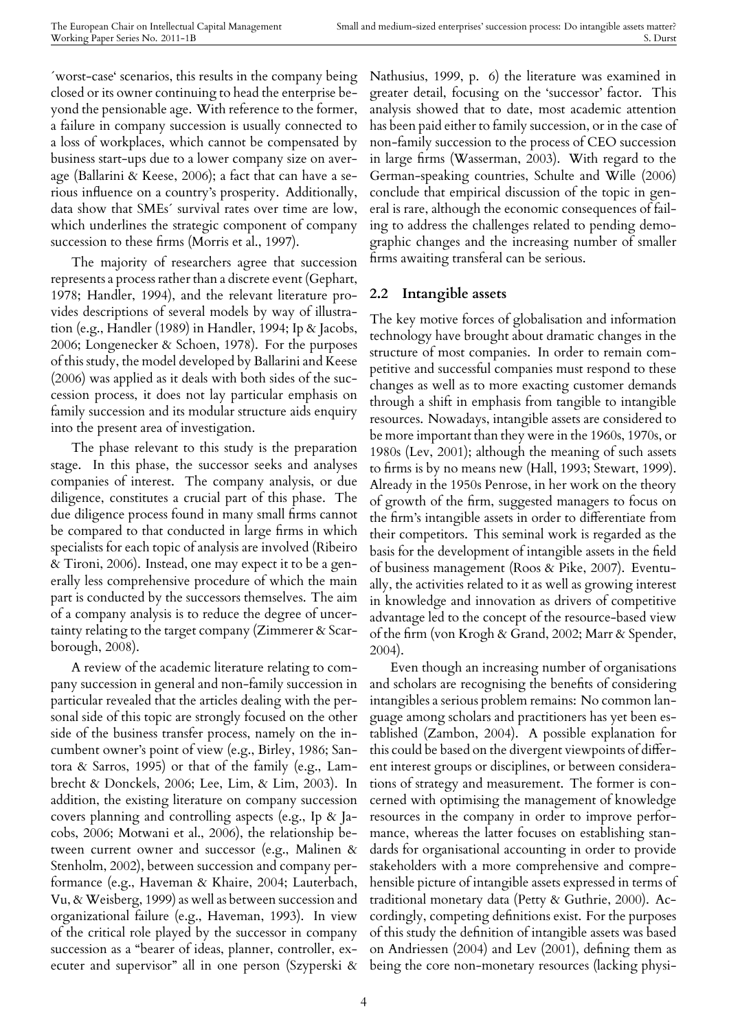´worst-case‘ scenarios, this results in the company being closed or its owner continuing to head the enterprise beyond the pensionable age. With reference to the former, a failure in company succession is usually connected to a loss of workplaces, which cannot be compensated by business start-ups due to a lower company size on average (Ballarini & Keese, 2006); a fact that can have a serious influence on a country's prosperity. Additionally, data show that SMEs´ survival rates over time are low, which underlines the strategic component of company succession to these firms (Morris et al., 1997).

The majority of researchers agree that succession represents a process rather than a discrete event (Gephart, 1978; Handler, 1994), and the relevant literature provides descriptions of several models by way of illustration (e.g., Handler (1989) in Handler, 1994; Ip & Jacobs, 2006; Longenecker & Schoen, 1978). For the purposes of this study, the model developed by Ballarini and Keese (2006) was applied as it deals with both sides of the succession process, it does not lay particular emphasis on family succession and its modular structure aids enquiry into the present area of investigation.

The phase relevant to this study is the preparation stage. In this phase, the successor seeks and analyses companies of interest. The company analysis, or due diligence, constitutes a crucial part of this phase. The due diligence process found in many small firms cannot be compared to that conducted in large firms in which specialists for each topic of analysis are involved (Ribeiro & Tironi, 2006). Instead, one may expect it to be a generally less comprehensive procedure of which the main part is conducted by the successors themselves. The aim of a company analysis is to reduce the degree of uncertainty relating to the target company (Zimmerer & Scarborough, 2008).

A review of the academic literature relating to company succession in general and non-family succession in particular revealed that the articles dealing with the personal side of this topic are strongly focused on the other side of the business transfer process, namely on the incumbent owner's point of view (e.g., Birley, 1986; Santora & Sarros, 1995) or that of the family (e.g., Lambrecht & Donckels, 2006; Lee, Lim, & Lim, 2003). In addition, the existing literature on company succession covers planning and controlling aspects (e.g., Ip & Jacobs, 2006; Motwani et al., 2006), the relationship between current owner and successor (e.g., Malinen & Stenholm, 2002), between succession and company performance (e.g., Haveman & Khaire, 2004; Lauterbach, Vu, & Weisberg, 1999) as well as between succession and organizational failure (e.g., Haveman, 1993). In view of the critical role played by the successor in company succession as a "bearer of ideas, planner, controller, executer and supervisor" all in one person (Szyperski & Nathusius, 1999, p. 6) the literature was examined in greater detail, focusing on the 'successor' factor. This analysis showed that to date, most academic attention has been paid either to family succession, or in the case of non-family succession to the process of CEO succession in large firms (Wasserman, 2003). With regard to the German-speaking countries, Schulte and Wille (2006) conclude that empirical discussion of the topic in general is rare, although the economic consequences of failing to address the challenges related to pending demographic changes and the increasing number of smaller firms awaiting transferal can be serious.

## 2.2 Intangible assets

The key motive forces of globalisation and information technology have brought about dramatic changes in the structure of most companies. In order to remain competitive and successful companies must respond to these changes as well as to more exacting customer demands through a shift in emphasis from tangible to intangible resources. Nowadays, intangible assets are considered to be more important than they were in the 1960s, 1970s, or 1980s (Lev, 2001); although the meaning of such assets to firms is by no means new (Hall, 1993; Stewart, 1999). Already in the 1950s Penrose, in her work on the theory of growth of the firm, suggested managers to focus on the firm's intangible assets in order to differentiate from their competitors. This seminal work is regarded as the basis for the development of intangible assets in the field of business management (Roos & Pike, 2007). Eventually, the activities related to it as well as growing interest in knowledge and innovation as drivers of competitive advantage led to the concept of the resource-based view of the firm (von Krogh & Grand, 2002; Marr & Spender, 2004).

Even though an increasing number of organisations and scholars are recognising the benefits of considering intangibles a serious problem remains: No common language among scholars and practitioners has yet been established (Zambon, 2004). A possible explanation for this could be based on the divergent viewpoints of different interest groups or disciplines, or between considerations of strategy and measurement. The former is concerned with optimising the management of knowledge resources in the company in order to improve performance, whereas the latter focuses on establishing standards for organisational accounting in order to provide stakeholders with a more comprehensive and comprehensible picture of intangible assets expressed in terms of traditional monetary data (Petty & Guthrie, 2000). Accordingly, competing definitions exist. For the purposes of this study the definition of intangible assets was based on Andriessen (2004) and Lev (2001), defining them as being the core non-monetary resources (lacking physi-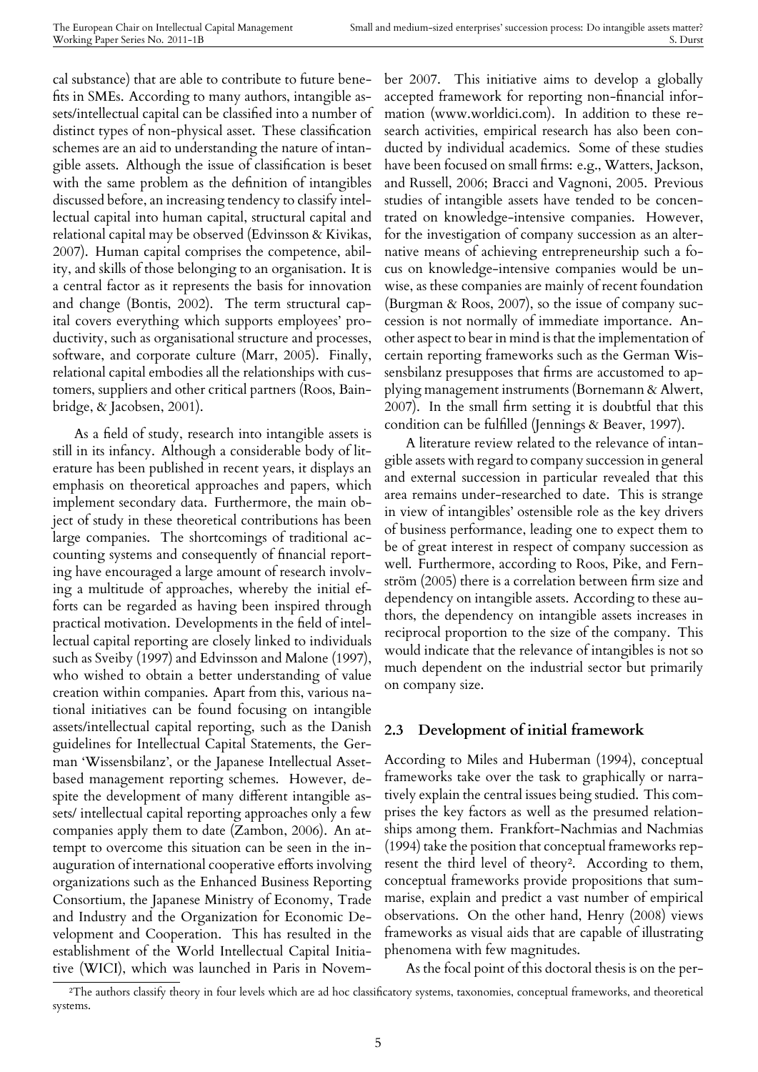cal substance) that are able to contribute to future benefits in SMEs. According to many authors, intangible assets/intellectual capital can be classified into a number of distinct types of non-physical asset. These classification schemes are an aid to understanding the nature of intangible assets. Although the issue of classification is beset with the same problem as the definition of intangibles discussed before, an increasing tendency to classify intellectual capital into human capital, structural capital and relational capital may be observed (Edvinsson & Kivikas, 2007). Human capital comprises the competence, ability, and skills of those belonging to an organisation. It is a central factor as it represents the basis for innovation and change (Bontis, 2002). The term structural capital covers everything which supports employees' productivity, such as organisational structure and processes, software, and corporate culture (Marr, 2005). Finally, relational capital embodies all the relationships with customers, suppliers and other critical partners (Roos, Bainbridge, & Jacobsen, 2001).

As a field of study, research into intangible assets is still in its infancy. Although a considerable body of literature has been published in recent years, it displays an emphasis on theoretical approaches and papers, which implement secondary data. Furthermore, the main object of study in these theoretical contributions has been large companies. The shortcomings of traditional accounting systems and consequently of financial reporting have encouraged a large amount of research involving a multitude of approaches, whereby the initial efforts can be regarded as having been inspired through practical motivation. Developments in the field of intellectual capital reporting are closely linked to individuals such as Sveiby (1997) and Edvinsson and Malone (1997), who wished to obtain a better understanding of value creation within companies. Apart from this, various national initiatives can be found focusing on intangible assets/intellectual capital reporting, such as the Danish guidelines for Intellectual Capital Statements, the German 'Wissensbilanz', or the Japanese Intellectual Asset-based management reporting schemes. However, despite the development of many different intangible assets/ intellectual capital reporting approaches only a few companies apply them to date (Zambon, 2006). An attempt to overcome this situation can be seen in the inauguration of international cooperative efforts involving organizations such as the Enhanced Business Reporting Consortium, the Japanese Ministry of Economy, Trade and Industry and the Organization for Economic Development and Cooperation. This has resulted in the establishment of the World Intellectual Capital Initiative (WICI), which was launched in Paris in November 2007. This initiative aims to develop a globally accepted framework for reporting non-financial information (www.worldici.com). In addition to these research activities, empirical research has also been conducted by individual academics. Some of these studies have been focused on small firms: e.g., Watters, Jackson, and Russell, 2006; Bracci and Vagnoni, 2005. Previous studies of intangible assets have tended to be concentrated on knowledge-intensive companies. However, for the investigation of company succession as an alternative means of achieving entrepreneurship such a focus on knowledge-intensive companies would be unwise, as these companies are mainly of recent foundation (Burgman & Roos, 2007), so the issue of company succession is not normally of immediate importance. Another aspect to bear in mind is that the implementation of certain reporting frameworks such as the German Wissensbilanz presupposes that firms are accustomed to applying management instruments (Bornemann & Alwert, 2007). In the small firm setting it is doubtful that this condition can be fulfilled (Jennings & Beaver, 1997).

A literature review related to the relevance of intangible assets with regard to company succession in general and external succession in particular revealed that this area remains under-researched to date. This is strange in view of intangibles' ostensible role as the key drivers of business performance, leading one to expect them to be of great interest in respect of company succession as well. Furthermore, according to Roos, Pike, and Fernström (2005) there is a correlation between firm size and dependency on intangible assets. According to these authors, the dependency on intangible assets increases in reciprocal proportion to the size of the company. This would indicate that the relevance of intangibles is not so much dependent on the industrial sector but primarily on company size.

## 2.3 Development of initial framework

According to Miles and Huberman (1994), conceptual frameworks take over the task to graphically or narratively explain the central issues being studied. This comprises the key factors as well as the presumed relationships among them. Frankfort-Nachmias and Nachmias (1994) take the position that conceptual frameworks represent the third level of theory[2]. According to them, conceptual frameworks provide propositions that summarise, explain and predict a vast number of empirical observations. On the other hand, Henry (2008) views frameworks as visual aids that are capable of illustrating phenomena with few magnitudes.

As the focal point of this doctoral thesis is on the per-

[2] The authors classify theory in four levels which are ad hoc classificatory systems, taxonomies, conceptual frameworks, and theoretical systems.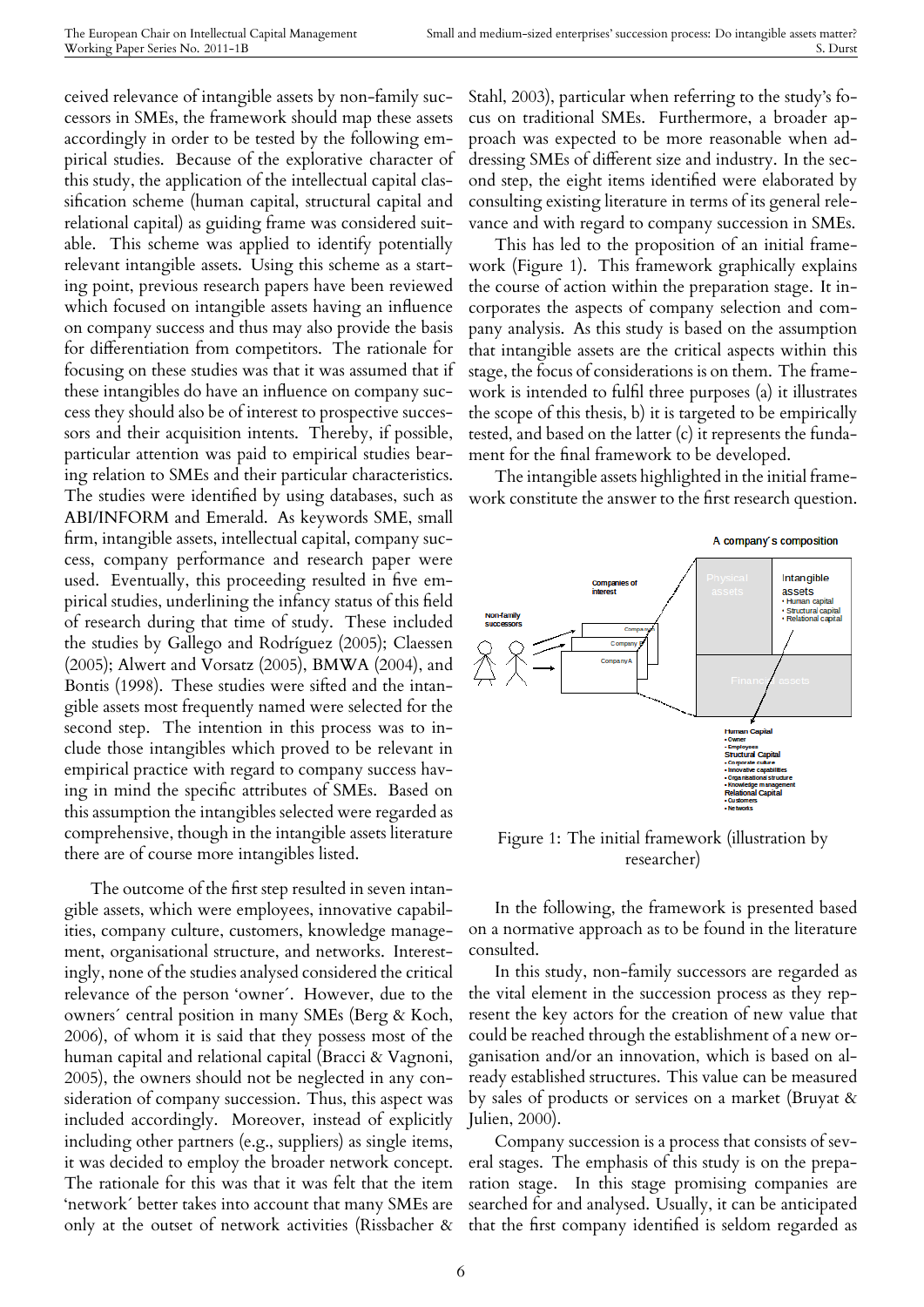ceived relevance of intangible assets by non-family successors in SMEs, the framework should map these assets accordingly in order to be tested by the following empirical studies. Because of the explorative character of this study, the application of the intellectual capital classification scheme (human capital, structural capital and relational capital) as guiding frame was considered suitable. This scheme was applied to identify potentially relevant intangible assets. Using this scheme as a starting point, previous research papers have been reviewed which focused on intangible assets having an influence on company success and thus may also provide the basis for differentiation from competitors. The rationale for focusing on these studies was that it was assumed that if these intangibles do have an influence on company success they should also be of interest to prospective successors and their acquisition intents. Thereby, if possible, particular attention was paid to empirical studies bearing relation to SMEs and their particular characteristics. The studies were identified by using databases, such as ABI/INFORM and Emerald. As keywords SME, small firm, intangible assets, intellectual capital, company success, company performance and research paper were used. Eventually, this proceeding resulted in five empirical studies, underlining the infancy status of this field of research during that time of study. These included the studies by Gallego and Rodríguez (2005); Claessen (2005); Alwert and Vorsatz (2005), BMWA (2004), and Bontis (1998). These studies were sifted and the intangible assets most frequently named were selected for the second step. The intention in this process was to include those intangibles which proved to be relevant in empirical practice with regard to company success having in mind the specific attributes of SMEs. Based on this assumption the intangibles selected were regarded as comprehensive, though in the intangible assets literature there are of course more intangibles listed.

The outcome of the first step resulted in seven intangible assets, which were employees, innovative capabilities, company culture, customers, knowledge management, organisational structure, and networks. Interestingly, none of the studies analysed considered the critical relevance of the person 'owner´. However, due to the owners´ central position in many SMEs (Berg & Koch, 2006), of whom it is said that they possess most of the human capital and relational capital (Bracci & Vagnoni, 2005), the owners should not be neglected in any consideration of company succession. Thus, this aspect was included accordingly. Moreover, instead of explicitly including other partners (e.g., suppliers) as single items, it was decided to employ the broader network concept. The rationale for this was that it was felt that the item 'network´ better takes into account that many SMEs are only at the outset of network activities (Rissbacher & Stahl, 2003), particular when referring to the study's focus on traditional SMEs. Furthermore, a broader approach was expected to be more reasonable when addressing SMEs of different size and industry. In the second step, the eight items identified were elaborated by consulting existing literature in terms of its general relevance and with regard to company succession in SMEs.

This has led to the proposition of an initial framework (Figure 1). This framework graphically explains the course of action within the preparation stage. It incorporates the aspects of company selection and company analysis. As this study is based on the assumption that intangible assets are the critical aspects within this stage, the focus of considerations is on them. The framework is intended to fulfil three purposes (a) it illustrates the scope of this thesis, b) it is targeted to be empirically tested, and based on the latter (c) it represents the fundament for the final framework to be developed.

The intangible assets highlighted in the initial framework constitute the answer to the first research question.

Figure 1: The initial framework (illustration by researcher)

In the following, the framework is presented based on a normative approach as to be found in the literature consulted.

In this study, non-family successors are regarded as the vital element in the succession process as they represent the key actors for the creation of new value that could be reached through the establishment of a new organisation and/or an innovation, which is based on already established structures. This value can be measured by sales of products or services on a market (Bruyat & Julien, 2000).

Company succession is a process that consists of several stages. The emphasis of this study is on the preparation stage. In this stage promising companies are searched for and analysed. Usually, it can be anticipated that the first company identified is seldom regarded as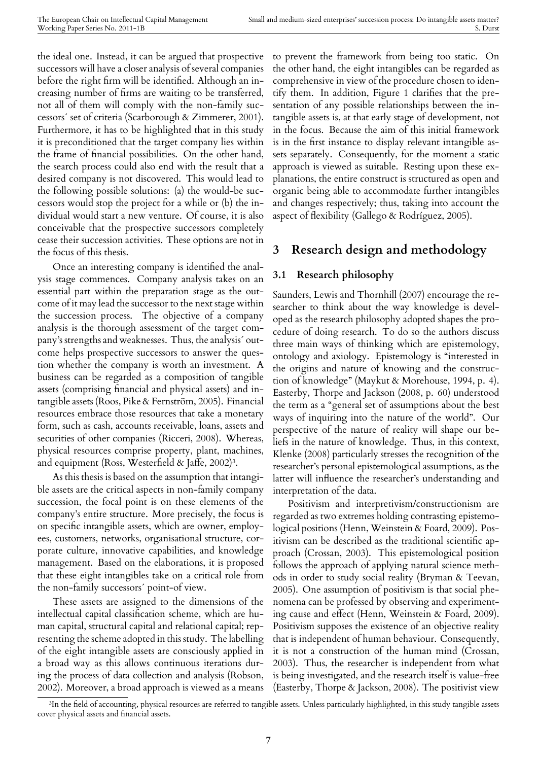the ideal one. Instead, it can be argued that prospective successors will have a closer analysis of several companies before the right firm will be identified. Although an increasing number of firms are waiting to be transferred, not all of them will comply with the non-family successors´ set of criteria (Scarborough & Zimmerer, 2001). Furthermore, it has to be highlighted that in this study it is preconditioned that the target company lies within the frame of financial possibilities. On the other hand, the search process could also end with the result that a desired company is not discovered. This would lead to the following possible solutions: (a) the would-be successors would stop the project for a while or (b) the individual would start a new venture. Of course, it is also conceivable that the prospective successors completely cease their succession activities. These options are not in the focus of this thesis.

Once an interesting company is identified the analysis stage commences. Company analysis takes on an essential part within the preparation stage as the outcome of it may lead the successor to the next stage within the succession process. The objective of a company analysis is the thorough assessment of the target company's strengths and weaknesses. Thus, the analysis´ outcome helps prospective successors to answer the question whether the company is worth an investment. A business can be regarded as a composition of tangible assets (comprising financial and physical assets) and intangible assets (Roos, Pike & Fernström, 2005). Financial resources embrace those resources that take a monetary form, such as cash, accounts receivable, loans, assets and securities of other companies (Ricceri, 2008). Whereas, physical resources comprise property, plant, machines, and equipment (Ross, Westerfield & Jaffe, 2002)[3].

As this thesis is based on the assumption that intangible assets are the critical aspects in non-family company succession, the focal point is on these elements of the company's entire structure. More precisely, the focus is on specific intangible assets, which are owner, employees, customers, networks, organisational structure, corporate culture, innovative capabilities, and knowledge management. Based on the elaborations, it is proposed that these eight intangibles take on a critical role from the non-family successors´ point-of view.

These assets are assigned to the dimensions of the intellectual capital classification scheme, which are human capital, structural capital and relational capital; representing the scheme adopted in this study. The labelling of the eight intangible assets are consciously applied in a broad way as this allows continuous iterations during the process of data collection and analysis (Robson, 2002). Moreover, a broad approach is viewed as a means to prevent the framework from being too static. On the other hand, the eight intangibles can be regarded as comprehensive in view of the procedure chosen to identify them. In addition, Figure 1 clarifies that the presentation of any possible relationships between the intangible assets is, at that early stage of development, not in the focus. Because the aim of this initial framework is in the first instance to display relevant intangible assets separately. Consequently, for the moment a static approach is viewed as suitable. Resting upon these explanations, the entire construct is structured as open and organic being able to accommodate further intangibles and changes respectively; thus, taking into account the aspect of flexibility (Gallego & Rodríguez, 2005).

## 3 Research design and methodology

### 3.1 Research philosophy

Saunders, Lewis and Thornhill (2007) encourage the researcher to think about the way knowledge is developed as the research philosophy adopted shapes the procedure of doing research. To do so the authors discuss three main ways of thinking which are epistemology, ontology and axiology. Epistemology is "interested in the origins and nature of knowing and the construction of knowledge" (Maykut & Morehouse, 1994, p. 4). Easterby, Thorpe and Jackson (2008, p. 60) understood the term as a "general set of assumptions about the best ways of inquiring into the nature of the world". Our perspective of the nature of reality will shape our beliefs in the nature of knowledge. Thus, in this context, Klenke (2008) particularly stresses the recognition of the researcher's personal epistemological assumptions, as the latter will influence the researcher's understanding and interpretation of the data.

Positivism and interpretivism/constructionism are regarded as two extremes holding contrasting epistemological positions (Henn, Weinstein & Foard, 2009). Positivism can be described as the traditional scientific approach (Crossan, 2003). This epistemological position follows the approach of applying natural science methods in order to study social reality (Bryman & Teevan, 2005). One assumption of positivism is that social phenomena can be professed by observing and experimenting cause and effect (Henn, Weinstein & Foard, 2009). Positivism supposes the existence of an objective reality that is independent of human behaviour. Consequently, it is not a construction of the human mind (Crossan, 2003). Thus, the researcher is independent from what is being investigated, and the research itself is value-free (Easterby, Thorpe & Jackson, 2008). The positivist view

[3]In the field of accounting, physical resources are referred to tangible assets. Unless particularly highlighted, in this study tangible assets cover physical assets and financial assets.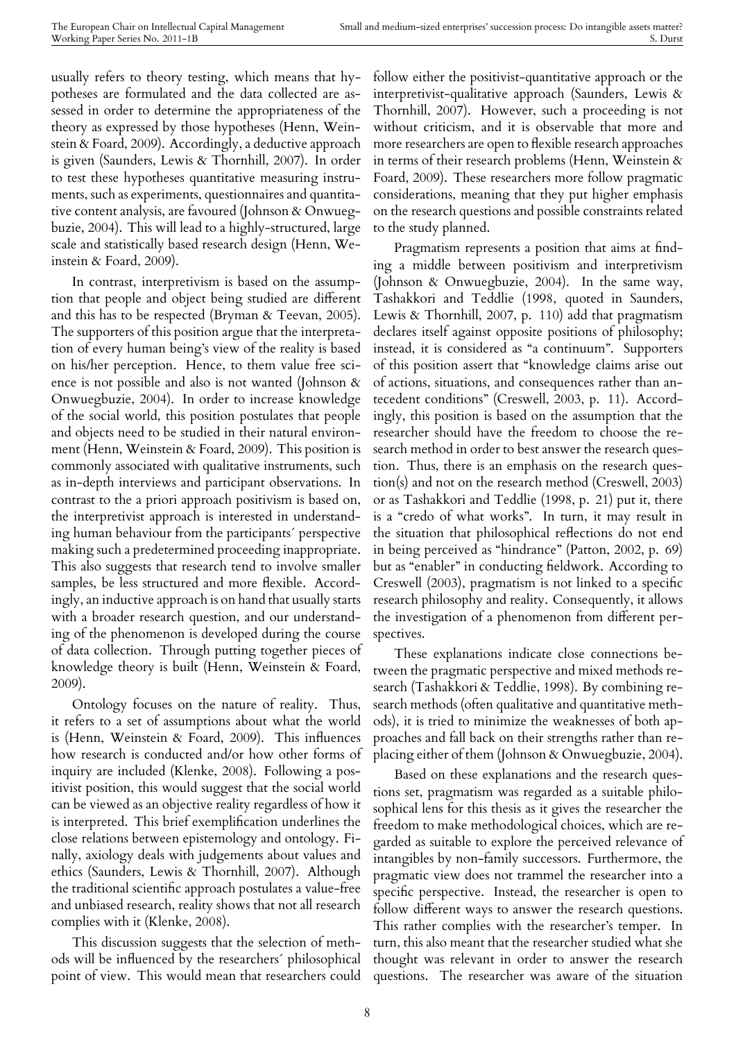usually refers to theory testing, which means that hypotheses are formulated and the data collected are assessed in order to determine the appropriateness of the theory as expressed by those hypotheses (Henn, Weinstein & Foard, 2009). Accordingly, a deductive approach is given (Saunders, Lewis & Thornhill, 2007). In order to test these hypotheses quantitative measuring instruments, such as experiments, questionnaires and quantitative content analysis, are favoured (Johnson & Onwuegbuzie, 2004). This will lead to a highly-structured, large scale and statistically based research design (Henn, Weinstein & Foard, 2009).

In contrast, interpretivism is based on the assumption that people and object being studied are different and this has to be respected (Bryman & Teevan, 2005). The supporters of this position argue that the interpretation of every human being's view of the reality is based on his/her perception. Hence, to them value free science is not possible and also is not wanted (Johnson & Onwuegbuzie, 2004). In order to increase knowledge of the social world, this position postulates that people and objects need to be studied in their natural environment (Henn, Weinstein & Foard, 2009). This position is commonly associated with qualitative instruments, such as in-depth interviews and participant observations. In contrast to the a priori approach positivism is based on, the interpretivist approach is interested in understanding human behaviour from the participants´ perspective making such a predetermined proceeding inappropriate. This also suggests that research tend to involve smaller samples, be less structured and more flexible. Accordingly, an inductive approach is on hand that usually starts with a broader research question, and our understanding of the phenomenon is developed during the course of data collection. Through putting together pieces of knowledge theory is built (Henn, Weinstein & Foard, 2009).

Ontology focuses on the nature of reality. Thus, it refers to a set of assumptions about what the world is (Henn, Weinstein & Foard, 2009). This influences how research is conducted and/or how other forms of inquiry are included (Klenke, 2008). Following a positivist position, this would suggest that the social world can be viewed as an objective reality regardless of how it is interpreted. This brief exemplification underlines the close relations between epistemology and ontology. Finally, axiology deals with judgements about values and ethics (Saunders, Lewis & Thornhill, 2007). Although the traditional scientific approach postulates a value-free and unbiased research, reality shows that not all research complies with it (Klenke, 2008).

This discussion suggests that the selection of methods will be influenced by the researchers´ philosophical point of view. This would mean that researchers could follow either the positivist-quantitative approach or the interpretivist-qualitative approach (Saunders, Lewis & Thornhill, 2007). However, such a proceeding is not without criticism, and it is observable that more and more researchers are open to flexible research approaches in terms of their research problems (Henn, Weinstein & Foard, 2009). These researchers more follow pragmatic considerations, meaning that they put higher emphasis on the research questions and possible constraints related to the study planned.

Pragmatism represents a position that aims at finding a middle between positivism and interpretivism (Johnson & Onwuegbuzie, 2004). In the same way, Tashakkori and Teddlie (1998, quoted in Saunders, Lewis & Thornhill, 2007, p. 110) add that pragmatism declares itself against opposite positions of philosophy; instead, it is considered as "a continuum". Supporters of this position assert that "knowledge claims arise out of actions, situations, and consequences rather than antecedent conditions" (Creswell, 2003, p. 11). Accordingly, this position is based on the assumption that the researcher should have the freedom to choose the research method in order to best answer the research question. Thus, there is an emphasis on the research question(s) and not on the research method (Creswell, 2003) or as Tashakkori and Teddlie (1998, p. 21) put it, there is a "credo of what works". In turn, it may result in the situation that philosophical reflections do not end in being perceived as "hindrance" (Patton, 2002, p. 69) but as "enabler" in conducting fieldwork. According to Creswell (2003), pragmatism is not linked to a specific research philosophy and reality. Consequently, it allows the investigation of a phenomenon from different perspectives.

These explanations indicate close connections between the pragmatic perspective and mixed methods research (Tashakkori & Teddlie, 1998). By combining research methods (often qualitative and quantitative methods), it is tried to minimize the weaknesses of both approaches and fall back on their strengths rather than replacing either of them (Johnson & Onwuegbuzie, 2004).

Based on these explanations and the research questions set, pragmatism was regarded as a suitable philosophical lens for this thesis as it gives the researcher the freedom to make methodological choices, which are regarded as suitable to explore the perceived relevance of intangibles by non-family successors. Furthermore, the pragmatic view does not trammel the researcher into a specific perspective. Instead, the researcher is open to follow different ways to answer the research questions. This rather complies with the researcher's temper. In turn, this also meant that the researcher studied what she thought was relevant in order to answer the research questions. The researcher was aware of the situation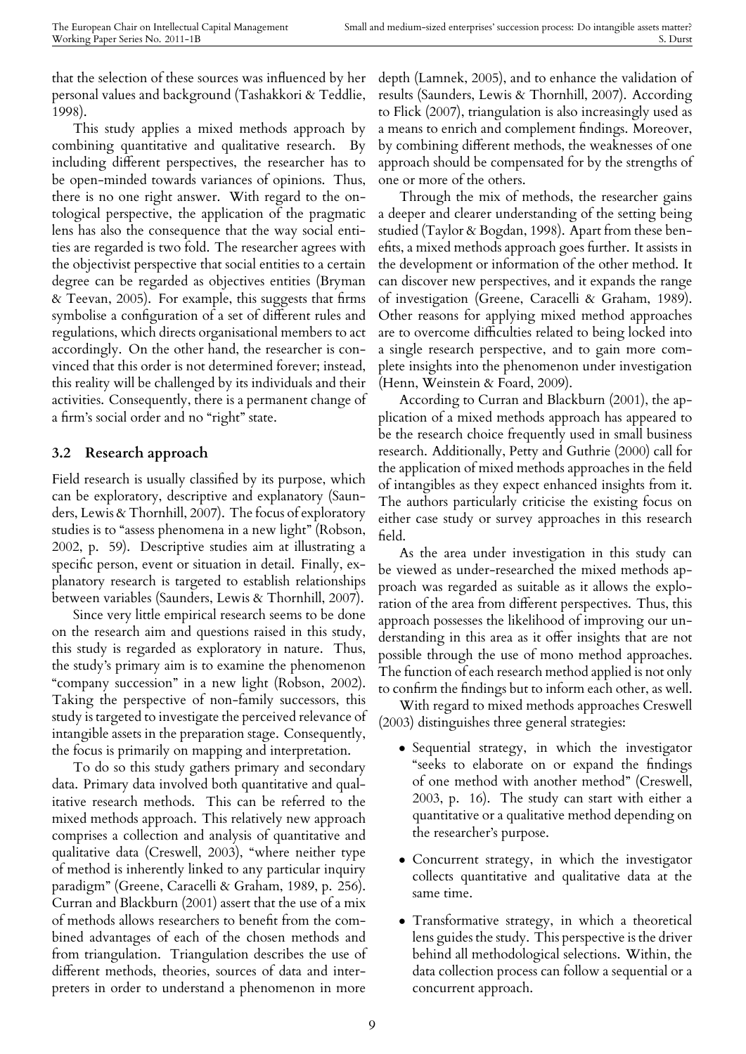that the selection of these sources was influenced by her personal values and background (Tashakkori & Teddlie, 1998).

This study applies a mixed methods approach by combining quantitative and qualitative research. By including different perspectives, the researcher has to be open-minded towards variances of opinions. Thus, there is no one right answer. With regard to the ontological perspective, the application of the pragmatic lens has also the consequence that the way social entities are regarded is two fold. The researcher agrees with the objectivist perspective that social entities to a certain degree can be regarded as objectives entities (Bryman & Teevan, 2005). For example, this suggests that firms symbolise a configuration of a set of different rules and regulations, which directs organisational members to act accordingly. On the other hand, the researcher is convinced that this order is not determined forever; instead, this reality will be challenged by its individuals and their activities. Consequently, there is a permanent change of a firm's social order and no "right" state.

## 3.2 Research approach

Field research is usually classified by its purpose, which can be exploratory, descriptive and explanatory (Saunders, Lewis & Thornhill, 2007). The focus of exploratory studies is to "assess phenomena in a new light" (Robson, 2002, p. 59). Descriptive studies aim at illustrating a specific person, event or situation in detail. Finally, explanatory research is targeted to establish relationships between variables (Saunders, Lewis & Thornhill, 2007).

Since very little empirical research seems to be done on the research aim and questions raised in this study, this study is regarded as exploratory in nature. Thus, the study's primary aim is to examine the phenomenon "company succession" in a new light (Robson, 2002). Taking the perspective of non-family successors, this study is targeted to investigate the perceived relevance of intangible assets in the preparation stage. Consequently, the focus is primarily on mapping and interpretation.

To do so this study gathers primary and secondary data. Primary data involved both quantitative and qualitative research methods. This can be referred to the mixed methods approach. This relatively new approach comprises a collection and analysis of quantitative and qualitative data (Creswell, 2003), "where neither type of method is inherently linked to any particular inquiry paradigm" (Greene, Caracelli & Graham, 1989, p. 256). Curran and Blackburn (2001) assert that the use of a mix of methods allows researchers to benefit from the combined advantages of each of the chosen methods and from triangulation. Triangulation describes the use of different methods, theories, sources of data and interpreters in order to understand a phenomenon in more depth (Lamnek, 2005), and to enhance the validation of results (Saunders, Lewis & Thornhill, 2007). According to Flick (2007), triangulation is also increasingly used as a means to enrich and complement findings. Moreover, by combining different methods, the weaknesses of one approach should be compensated for by the strengths of one or more of the others.

Through the mix of methods, the researcher gains a deeper and clearer understanding of the setting being studied (Taylor & Bogdan, 1998). Apart from these benefits, a mixed methods approach goes further. It assists in the development or information of the other method. It can discover new perspectives, and it expands the range of investigation (Greene, Caracelli & Graham, 1989). Other reasons for applying mixed method approaches are to overcome difficulties related to being locked into a single research perspective, and to gain more complete insights into the phenomenon under investigation (Henn, Weinstein & Foard, 2009).

According to Curran and Blackburn (2001), the application of a mixed methods approach has appeared to be the research choice frequently used in small business research. Additionally, Petty and Guthrie (2000) call for the application of mixed methods approaches in the field of intangibles as they expect enhanced insights from it. The authors particularly criticise the existing focus on either case study or survey approaches in this research field.

As the area under investigation in this study can be viewed as under-researched the mixed methods approach was regarded as suitable as it allows the exploration of the area from different perspectives. Thus, this approach possesses the likelihood of improving our understanding in this area as it offer insights that are not possible through the use of mono method approaches. The function of each research method applied is not only to confirm the findings but to inform each other, as well.

With regard to mixed methods approaches Creswell (2003) distinguishes three general strategies:

- Sequential strategy, in which the investigator "seeks to elaborate on or expand the findings of one method with another method" (Creswell, 2003, p. 16). The study can start with either a quantitative or a qualitative method depending on the researcher's purpose.
- Concurrent strategy, in which the investigator collects quantitative and qualitative data at the same time.
- Transformative strategy, in which a theoretical lens guides the study. This perspective is the driver behind all methodological selections. Within, the data collection process can follow a sequential or a concurrent approach.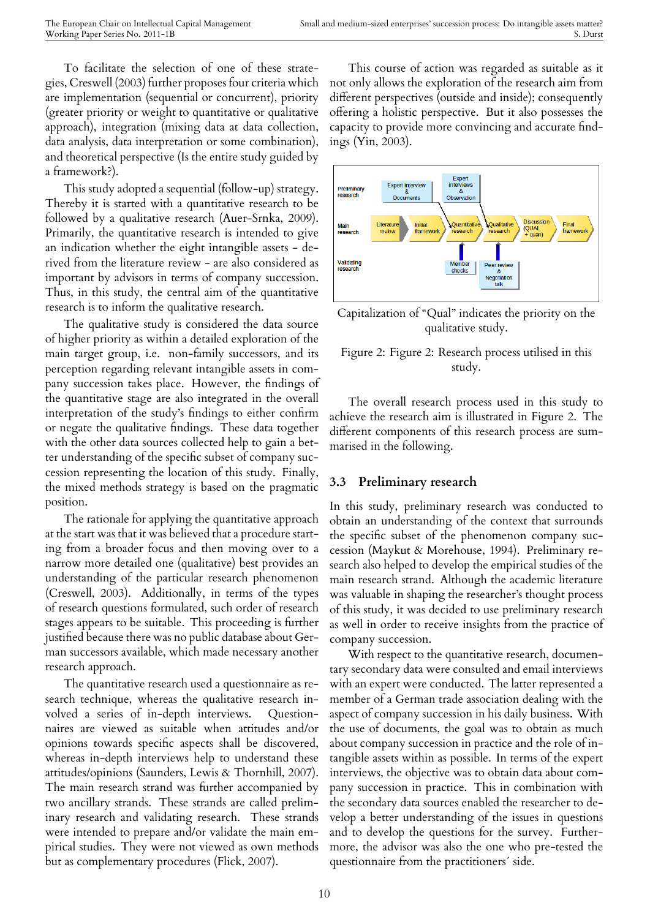To facilitate the selection of one of these strategies, Creswell (2003) further proposes four criteria which are implementation (sequential or concurrent), priority (greater priority or weight to quantitative or qualitative approach), integration (mixing data at data collection, data analysis, data interpretation or some combination), and theoretical perspective (Is the entire study guided by a framework?).

This study adopted a sequential (follow-up) strategy. Thereby it is started with a quantitative research to be followed by a qualitative research (Auer-Srnka, 2009). Primarily, the quantitative research is intended to give an indication whether the eight intangible assets - derived from the literature review - are also considered as important by advisors in terms of company succession. Thus, in this study, the central aim of the quantitative research is to inform the qualitative research.

The qualitative study is considered the data source of higher priority as within a detailed exploration of the main target group, i.e. non-family successors, and its perception regarding relevant intangible assets in company succession takes place. However, the findings of the quantitative stage are also integrated in the overall interpretation of the study's findings to either confirm or negate the qualitative findings. These data together with the other data sources collected help to gain a better understanding of the specific subset of company succession representing the location of this study. Finally, the mixed methods strategy is based on the pragmatic position.

The rationale for applying the quantitative approach at the start was that it was believed that a procedure starting from a broader focus and then moving over to a narrow more detailed one (qualitative) best provides an understanding of the particular research phenomenon (Creswell, 2003). Additionally, in terms of the types of research questions formulated, such order of research stages appears to be suitable. This proceeding is further justified because there was no public database about German successors available, which made necessary another research approach.

The quantitative research used a questionnaire as research technique, whereas the qualitative research involved a series of in-depth interviews. Questionnaires are viewed as suitable when attitudes and/or opinions towards specific aspects shall be discovered, whereas in-depth interviews help to understand these attitudes/opinions (Saunders, Lewis & Thornhill, 2007). The main research strand was further accompanied by two ancillary strands. These strands are called preliminary research and validating research. These strands were intended to prepare and/or validate the main empirical studies. They were not viewed as own methods but as complementary procedures (Flick, 2007).

This course of action was regarded as suitable as it not only allows the exploration of the research aim from different perspectives (outside and inside); consequently offering a holistic perspective. But it also possesses the capacity to provide more convincing and accurate findings (Yin, 2003).

Capitalization of "Qual" indicates the priority on the qualitative study.

Figure 2: Figure 2: Research process utilised in this study.

The overall research process used in this study to achieve the research aim is illustrated in Figure 2. The different components of this research process are summarised in the following.

## 3.3 Preliminary research

In this study, preliminary research was conducted to obtain an understanding of the context that surrounds the specific subset of the phenomenon company succession (Maykut & Morehouse, 1994). Preliminary research also helped to develop the empirical studies of the main research strand. Although the academic literature was valuable in shaping the researcher's thought process of this study, it was decided to use preliminary research as well in order to receive insights from the practice of company succession.

With respect to the quantitative research, documentary secondary data were consulted and email interviews with an expert were conducted. The latter represented a member of a German trade association dealing with the aspect of company succession in his daily business. With the use of documents, the goal was to obtain as much about company succession in practice and the role of intangible assets within as possible. In terms of the expert interviews, the objective was to obtain data about company succession in practice. This in combination with the secondary data sources enabled the researcher to develop a better understanding of the issues in questions and to develop the questions for the survey. Furthermore, the advisor was also the one who pre-tested the questionnaire from the practitioners´ side.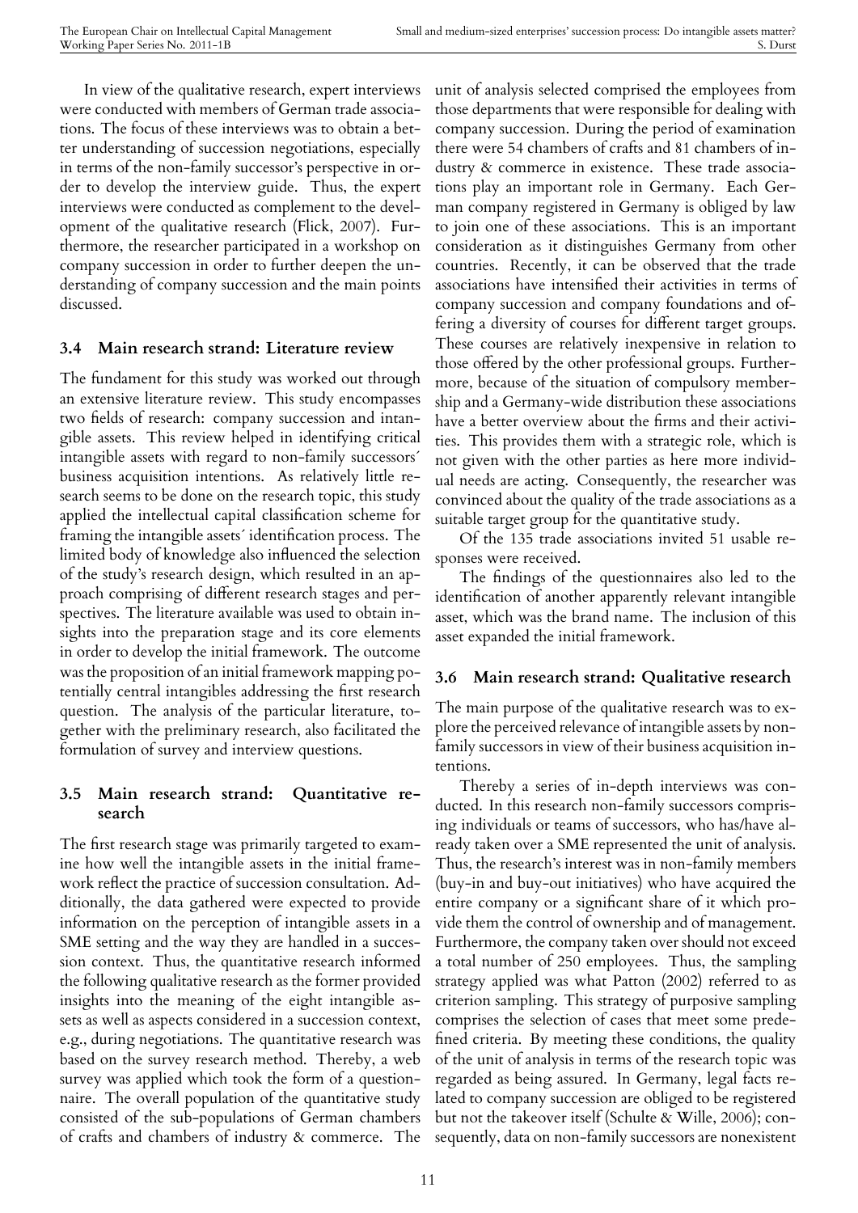In view of the qualitative research, expert interviews were conducted with members of German trade associations. The focus of these interviews was to obtain a better understanding of succession negotiations, especially in terms of the non-family successor's perspective in order to develop the interview guide. Thus, the expert interviews were conducted as complement to the development of the qualitative research (Flick, 2007). Furthermore, the researcher participated in a workshop on company succession in order to further deepen the understanding of company succession and the main points discussed.

### 3.4 Main research strand: Literature review

The fundament for this study was worked out through an extensive literature review. This study encompasses two fields of research: company succession and intangible assets. This review helped in identifying critical intangible assets with regard to non-family successors´ business acquisition intentions. As relatively little research seems to be done on the research topic, this study applied the intellectual capital classification scheme for framing the intangible assets´ identification process. The limited body of knowledge also influenced the selection of the study's research design, which resulted in an approach comprising of different research stages and perspectives. The literature available was used to obtain insights into the preparation stage and its core elements in order to develop the initial framework. The outcome was the proposition of an initial framework mapping potentially central intangibles addressing the first research question. The analysis of the particular literature, together with the preliminary research, also facilitated the formulation of survey and interview questions.

### 3.5 Main research strand: Quantitative research

The first research stage was primarily targeted to examine how well the intangible assets in the initial framework reflect the practice of succession consultation. Additionally, the data gathered were expected to provide information on the perception of intangible assets in a SME setting and the way they are handled in a succession context. Thus, the quantitative research informed the following qualitative research as the former provided insights into the meaning of the eight intangible assets as well as aspects considered in a succession context, e.g., during negotiations. The quantitative research was based on the survey research method. Thereby, a web survey was applied which took the form of a questionnaire. The overall population of the quantitative study consisted of the sub-populations of German chambers of crafts and chambers of industry & commerce. The unit of analysis selected comprised the employees from those departments that were responsible for dealing with company succession. During the period of examination there were 54 chambers of crafts and 81 chambers of industry & commerce in existence. These trade associations play an important role in Germany. Each German company registered in Germany is obliged by law to join one of these associations. This is an important consideration as it distinguishes Germany from other countries. Recently, it can be observed that the trade associations have intensified their activities in terms of company succession and company foundations and offering a diversity of courses for different target groups. These courses are relatively inexpensive in relation to those offered by the other professional groups. Furthermore, because of the situation of compulsory membership and a Germany-wide distribution these associations have a better overview about the firms and their activities. This provides them with a strategic role, which is not given with the other parties as here more individual needs are acting. Consequently, the researcher was convinced about the quality of the trade associations as a suitable target group for the quantitative study.

Of the 135 trade associations invited 51 usable responses were received.

The findings of the questionnaires also led to the identification of another apparently relevant intangible asset, which was the brand name. The inclusion of this asset expanded the initial framework.

### 3.6 Main research strand: Qualitative research

The main purpose of the qualitative research was to explore the perceived relevance of intangible assets by non-family successors in view of their business acquisition intentions.

Thereby a series of in-depth interviews was conducted. In this research non-family successors comprising individuals or teams of successors, who has/have already taken over a SME represented the unit of analysis. Thus, the research's interest was in non-family members (buy-in and buy-out initiatives) who have acquired the entire company or a significant share of it which provide them the control of ownership and of management. Furthermore, the company taken over should not exceed a total number of 250 employees. Thus, the sampling strategy applied was what Patton (2002) referred to as criterion sampling. This strategy of purposive sampling comprises the selection of cases that meet some predefined criteria. By meeting these conditions, the quality of the unit of analysis in terms of the research topic was regarded as being assured. In Germany, legal facts related to company succession are obliged to be registered but not the takeover itself (Schulte & Wille, 2006); consequently, data on non-family successors are nonexistent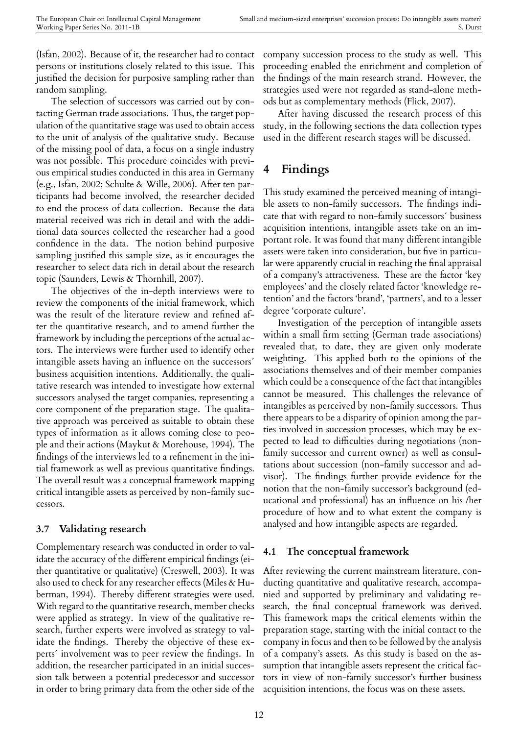(Isfan, 2002). Because of it, the researcher had to contact persons or institutions closely related to this issue. This justified the decision for purposive sampling rather than random sampling.

The selection of successors was carried out by contacting German trade associations. Thus, the target population of the quantitative stage was used to obtain access to the unit of analysis of the qualitative study. Because of the missing pool of data, a focus on a single industry was not possible. This procedure coincides with previous empirical studies conducted in this area in Germany (e.g., Isfan, 2002; Schulte & Wille, 2006). After ten participants had become involved, the researcher decided to end the process of data collection. Because the data material received was rich in detail and with the additional data sources collected the researcher had a good confidence in the data. The notion behind purposive sampling justified this sample size, as it encourages the researcher to select data rich in detail about the research topic (Saunders, Lewis & Thornhill, 2007).

The objectives of the in-depth interviews were to review the components of the initial framework, which was the result of the literature review and refined after the quantitative research, and to amend further the framework by including the perceptions of the actual actors. The interviews were further used to identify other intangible assets having an influence on the successors´ business acquisition intentions. Additionally, the qualitative research was intended to investigate how external successors analysed the target companies, representing a core component of the preparation stage. The qualitative approach was perceived as suitable to obtain these types of information as it allows coming close to people and their actions (Maykut & Morehouse, 1994). The findings of the interviews led to a refinement in the initial framework as well as previous quantitative findings. The overall result was a conceptual framework mapping critical intangible assets as perceived by non-family successors.

### 3.7 Validating research

Complementary research was conducted in order to validate the accuracy of the different empirical findings (either quantitative or qualitative) (Creswell, 2003). It was also used to check for any researcher effects (Miles & Huberman, 1994). Thereby different strategies were used. With regard to the quantitative research, member checks were applied as strategy. In view of the qualitative research, further experts were involved as strategy to validate the findings. Thereby the objective of these experts´ involvement was to peer review the findings. In addition, the researcher participated in an initial succession talk between a potential predecessor and successor in order to bring primary data from the other side of the company succession process to the study as well. This proceeding enabled the enrichment and completion of the findings of the main research strand. However, the strategies used were not regarded as stand-alone methods but as complementary methods (Flick, 2007).

After having discussed the research process of this study, in the following sections the data collection types used in the different research stages will be discussed.

## 4 Findings

This study examined the perceived meaning of intangible assets to non-family successors. The findings indicate that with regard to non-family successors´ business acquisition intentions, intangible assets take on an important role. It was found that many different intangible assets were taken into consideration, but five in particular were apparently crucial in reaching the final appraisal of a company's attractiveness. These are the factor 'key employees' and the closely related factor 'knowledge retention' and the factors 'brand', 'partners', and to a lesser degree 'corporate culture'.

Investigation of the perception of intangible assets within a small firm setting (German trade associations) revealed that, to date, they are given only moderate weighting. This applied both to the opinions of the associations themselves and of their member companies which could be a consequence of the fact that intangibles cannot be measured. This challenges the relevance of intangibles as perceived by non-family successors. Thus there appears to be a disparity of opinion among the parties involved in succession processes, which may be expected to lead to difficulties during negotiations (non-family successor and current owner) as well as consultations about succession (non-family successor and advisor). The findings further provide evidence for the notion that the non-family successor's background (educational and professional) has an influence on his /her procedure of how and to what extent the company is analysed and how intangible aspects are regarded.

### 4.1 The conceptual framework

After reviewing the current mainstream literature, conducting quantitative and qualitative research, accompanied and supported by preliminary and validating research, the final conceptual framework was derived. This framework maps the critical elements within the preparation stage, starting with the initial contact to the company in focus and then to be followed by the analysis of a company's assets. As this study is based on the assumption that intangible assets represent the critical factors in view of non-family successor's further business acquisition intentions, the focus was on these assets.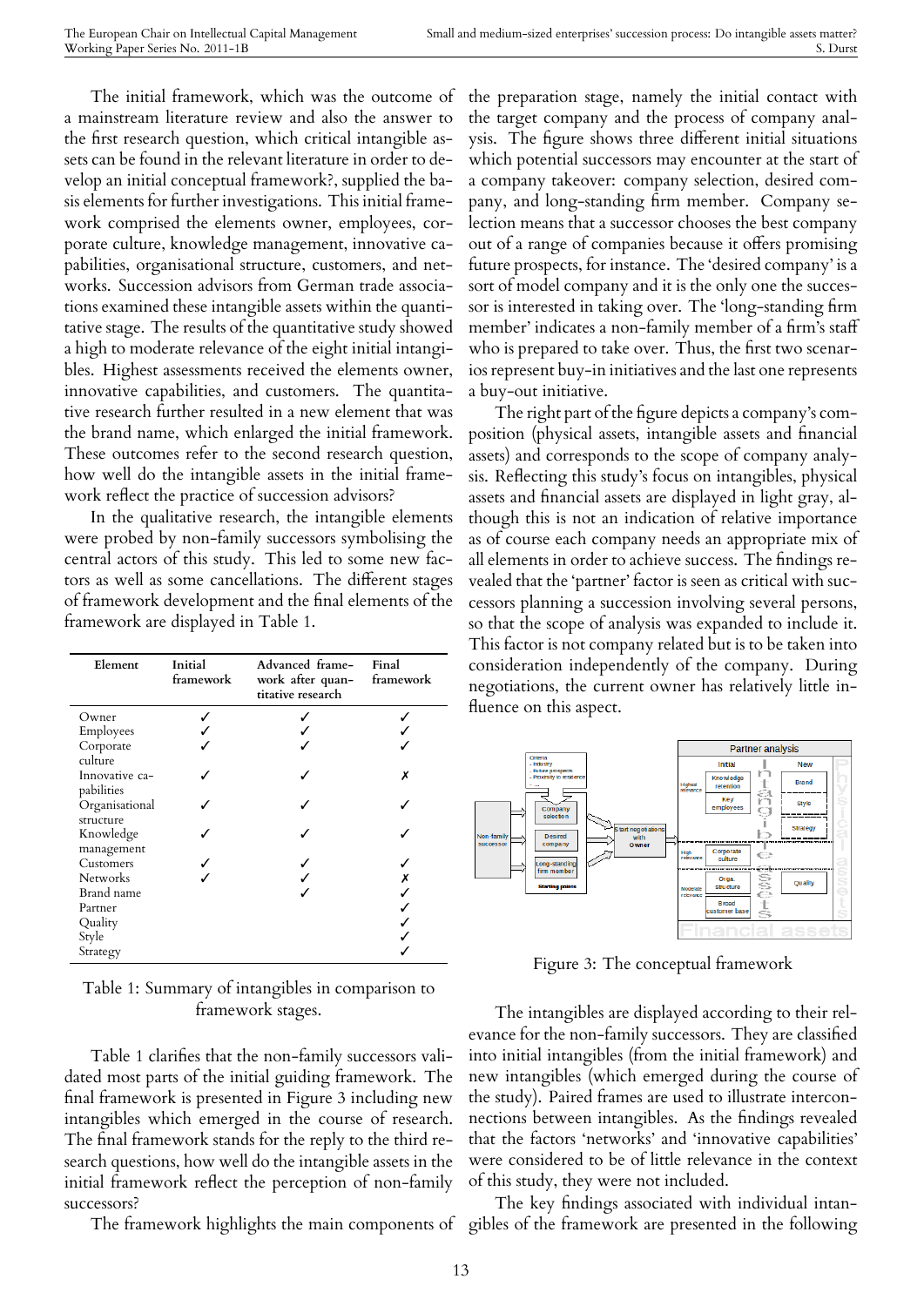The initial framework, which was the outcome of a mainstream literature review and also the answer to the first research question, which critical intangible assets can be found in the relevant literature in order to develop an initial conceptual framework?, supplied the basis elements for further investigations. This initial framework comprised the elements owner, employees, corporate culture, knowledge management, innovative capabilities, organisational structure, customers, and networks. Succession advisors from German trade associations examined these intangible assets within the quantitative stage. The results of the quantitative study showed a high to moderate relevance of the eight initial intangibles. Highest assessments received the elements owner, innovative capabilities, and customers. The quantitative research further resulted in a new element that was the brand name, which enlarged the initial framework. These outcomes refer to the second research question, how well do the intangible assets in the initial framework reflect the practice of succession advisors?

In the qualitative research, the intangible elements were probed by non-family successors symbolising the central actors of this study. This led to some new factors as well as some cancellations. The different stages of framework development and the final elements of the framework are displayed in Table 1.

| Element | Initial framework | Advanced framework after quantitative research | Final framework |
|---|---|---|---|
| Owner | ✓ | ✓ | ✓ |
| Employees | ✓ | ✓ | ✓ |
| Corporate culture | ✓ | ✓ | ✓ |
| Innovative capabilities | ✓ | ✓ | ✗ |
| Organisational structure | ✓ | ✓ | ✓ |
| Knowledge management | ✓ | ✓ | ✓ |
| Customers | ✓ | ✓ | ✓ |
| Networks | ✓ | ✓ | ✗ |
| Brand name | | ✓ | ✓ |
| Partner | | | ✓ |
| Quality | | | ✓ |
| Style | | | ✓ |
| Strategy | | | ✓ |

Table 1: Summary of intangibles in comparison to framework stages.

Table 1 clarifies that the non-family successors validated most parts of the initial guiding framework. The final framework is presented in Figure 3 including new intangibles which emerged in the course of research. The final framework stands for the reply to the third research questions, how well do the intangible assets in the initial framework reflect the perception of non-family successors?

The framework highlights the main components of the preparation stage, namely the initial contact with the target company and the process of company analysis. The figure shows three different initial situations which potential successors may encounter at the start of a company takeover: company selection, desired company, and long-standing firm member. Company selection means that a successor chooses the best company out of a range of companies because it offers promising future prospects, for instance. The 'desired company' is a sort of model company and it is the only one the successor is interested in taking over. The 'long-standing firm member' indicates a non-family member of a firm's staff who is prepared to take over. Thus, the first two scenarios represent buy-in initiatives and the last one represents a buy-out initiative.

The right part of the figure depicts a company's composition (physical assets, intangible assets and financial assets) and corresponds to the scope of company analysis. Reflecting this study's focus on intangibles, physical assets and financial assets are displayed in light gray, although this is not an indication of relative importance as of course each company needs an appropriate mix of all elements in order to achieve success. The findings revealed that the 'partner' factor is seen as critical with successors planning a succession involving several persons, so that the scope of analysis was expanded to include it. This factor is not company related but is to be taken into consideration independently of the company. During negotiations, the current owner has relatively little influence on this aspect.

Figure 3: The conceptual framework

The intangibles are displayed according to their relevance for the non-family successors. They are classified into initial intangibles (from the initial framework) and new intangibles (which emerged during the course of the study). Paired frames are used to illustrate interconnections between intangibles. As the findings revealed that the factors 'networks' and 'innovative capabilities' were considered to be of little relevance in the context of this study, they were not included.

The key findings associated with individual intangibles of the framework are presented in the following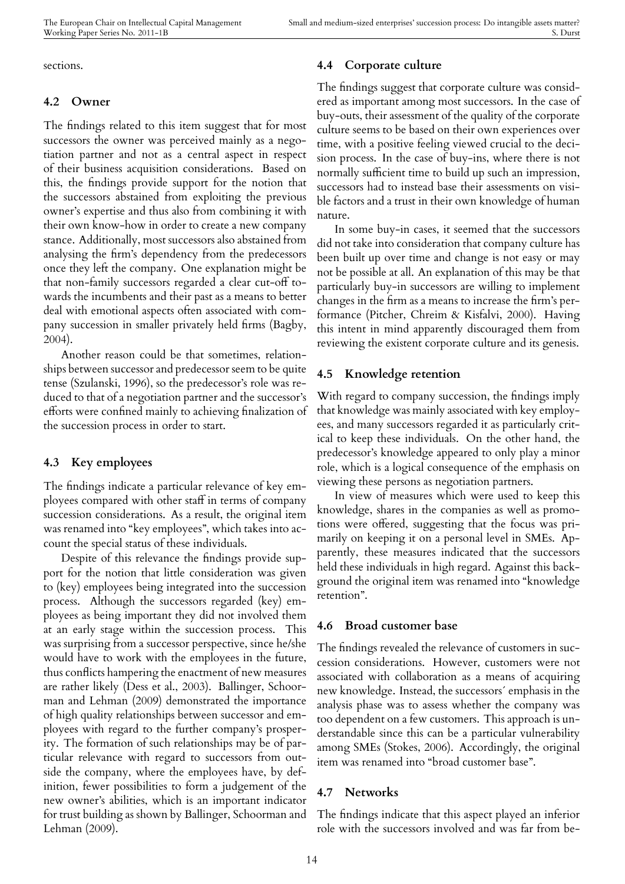sections.

### 4.2 Owner

The findings related to this item suggest that for most successors the owner was perceived mainly as a negotiation partner and not as a central aspect in respect of their business acquisition considerations. Based on this, the findings provide support for the notion that the successors abstained from exploiting the previous owner's expertise and thus also from combining it with their own know-how in order to create a new company stance. Additionally, most successors also abstained from analysing the firm's dependency from the predecessors once they left the company. One explanation might be that non-family successors regarded a clear cut-off towards the incumbents and their past as a means to better deal with emotional aspects often associated with company succession in smaller privately held firms (Bagby, 2004).

Another reason could be that sometimes, relationships between successor and predecessor seem to be quite tense (Szulanski, 1996), so the predecessor's role was reduced to that of a negotiation partner and the successor's efforts were confined mainly to achieving finalization of the succession process in order to start.

### 4.3 Key employees

The findings indicate a particular relevance of key employees compared with other staff in terms of company succession considerations. As a result, the original item was renamed into "key employees", which takes into account the special status of these individuals.

Despite of this relevance the findings provide support for the notion that little consideration was given to (key) employees being integrated into the succession process. Although the successors regarded (key) employees as being important they did not involved them at an early stage within the succession process. This was surprising from a successor perspective, since he/she would have to work with the employees in the future, thus conflicts hampering the enactment of new measures are rather likely (Dess et al., 2003). Ballinger, Schoorman and Lehman (2009) demonstrated the importance of high quality relationships between successor and employees with regard to the further company's prosperity. The formation of such relationships may be of particular relevance with regard to successors from outside the company, where the employees have, by definition, fewer possibilities to form a judgement of the new owner's abilities, which is an important indicator for trust building as shown by Ballinger, Schoorman and Lehman (2009).

### 4.4 Corporate culture

The findings suggest that corporate culture was considered as important among most successors. In the case of buy-outs, their assessment of the quality of the corporate culture seems to be based on their own experiences over time, with a positive feeling viewed crucial to the decision process. In the case of buy-ins, where there is not normally sufficient time to build up such an impression, successors had to instead base their assessments on visible factors and a trust in their own knowledge of human nature.

In some buy-in cases, it seemed that the successors did not take into consideration that company culture has been built up over time and change is not easy or may not be possible at all. An explanation of this may be that particularly buy-in successors are willing to implement changes in the firm as a means to increase the firm's performance (Pitcher, Chreim & Kisfalvi, 2000). Having this intent in mind apparently discouraged them from reviewing the existent corporate culture and its genesis.

### 4.5 Knowledge retention

With regard to company succession, the findings imply that knowledge was mainly associated with key employees, and many successors regarded it as particularly critical to keep these individuals. On the other hand, the predecessor's knowledge appeared to only play a minor role, which is a logical consequence of the emphasis on viewing these persons as negotiation partners.

In view of measures which were used to keep this knowledge, shares in the companies as well as promotions were offered, suggesting that the focus was primarily on keeping it on a personal level in SMEs. Apparently, these measures indicated that the successors held these individuals in high regard. Against this background the original item was renamed into "knowledge retention".

### 4.6 Broad customer base

The findings revealed the relevance of customers in succession considerations. However, customers were not associated with collaboration as a means of acquiring new knowledge. Instead, the successors´ emphasis in the analysis phase was to assess whether the company was too dependent on a few customers. This approach is understandable since this can be a particular vulnerability among SMEs (Stokes, 2006). Accordingly, the original item was renamed into "broad customer base".

### 4.7 Networks

The findings indicate that this aspect played an inferior role with the successors involved and was far from be-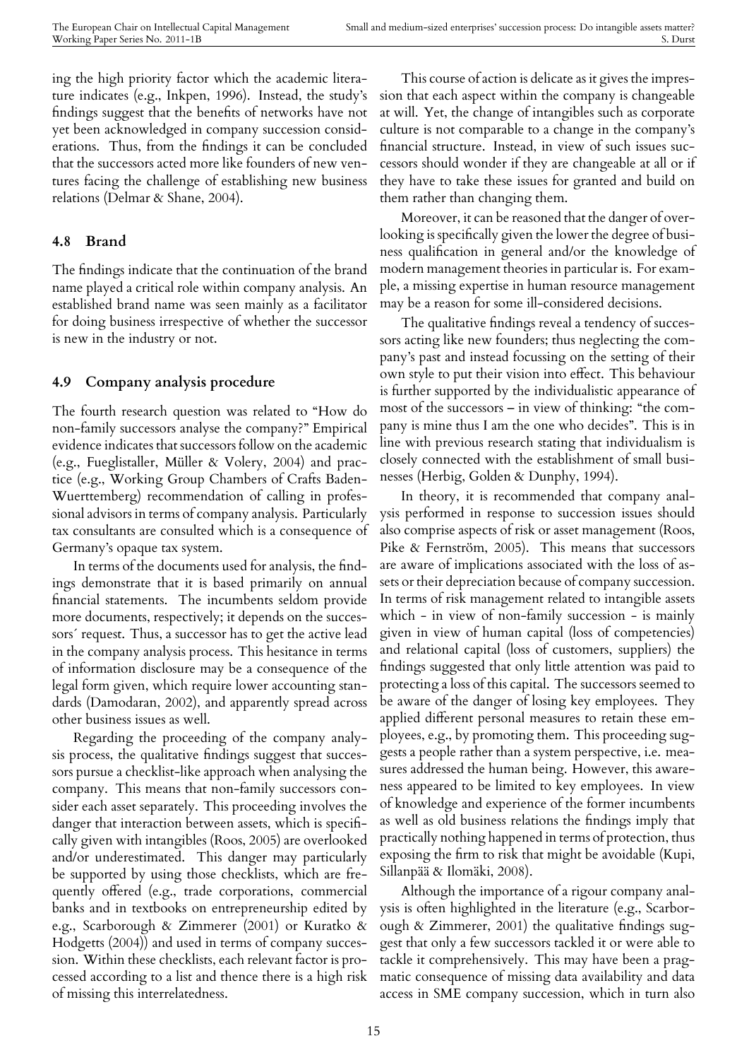ing the high priority factor which the academic literature indicates (e.g., Inkpen, 1996). Instead, the study's findings suggest that the benefits of networks have not yet been acknowledged in company succession considerations. Thus, from the findings it can be concluded that the successors acted more like founders of new ventures facing the challenge of establishing new business relations (Delmar & Shane, 2004).

### 4.8 Brand

The findings indicate that the continuation of the brand name played a critical role within company analysis. An established brand name was seen mainly as a facilitator for doing business irrespective of whether the successor is new in the industry or not.

### 4.9 Company analysis procedure

The fourth research question was related to "How do non-family successors analyse the company?" Empirical evidence indicates that successors follow on the academic (e.g., Fueglistaller, Müller & Volery, 2004) and practice (e.g., Working Group Chambers of Crafts Baden-Wuerttemberg) recommendation of calling in professional advisors in terms of company analysis. Particularly tax consultants are consulted which is a consequence of Germany's opaque tax system.

In terms of the documents used for analysis, the findings demonstrate that it is based primarily on annual financial statements. The incumbents seldom provide more documents, respectively; it depends on the successors´ request. Thus, a successor has to get the active lead in the company analysis process. This hesitance in terms of information disclosure may be a consequence of the legal form given, which require lower accounting standards (Damodaran, 2002), and apparently spread across other business issues as well.

Regarding the proceeding of the company analysis process, the qualitative findings suggest that successors pursue a checklist-like approach when analysing the company. This means that non-family successors consider each asset separately. This proceeding involves the danger that interaction between assets, which is specifically given with intangibles (Roos, 2005) are overlooked and/or underestimated. This danger may particularly be supported by using those checklists, which are frequently offered (e.g., trade corporations, commercial banks and in textbooks on entrepreneurship edited by e.g., Scarborough & Zimmerer (2001) or Kuratko & Hodgetts (2004)) and used in terms of company succession. Within these checklists, each relevant factor is processed according to a list and thence there is a high risk of missing this interrelatedness.

This course of action is delicate as it gives the impression that each aspect within the company is changeable at will. Yet, the change of intangibles such as corporate culture is not comparable to a change in the company's financial structure. Instead, in view of such issues successors should wonder if they are changeable at all or if they have to take these issues for granted and build on them rather than changing them.

Moreover, it can be reasoned that the danger of overlooking is specifically given the lower the degree of business qualification in general and/or the knowledge of modern management theories in particular is. For example, a missing expertise in human resource management may be a reason for some ill-considered decisions.

The qualitative findings reveal a tendency of successors acting like new founders; thus neglecting the company's past and instead focussing on the setting of their own style to put their vision into effect. This behaviour is further supported by the individualistic appearance of most of the successors – in view of thinking: "the company is mine thus I am the one who decides". This is in line with previous research stating that individualism is closely connected with the establishment of small businesses (Herbig, Golden & Dunphy, 1994).

In theory, it is recommended that company analysis performed in response to succession issues should also comprise aspects of risk or asset management (Roos, Pike & Fernström, 2005). This means that successors are aware of implications associated with the loss of assets or their depreciation because of company succession. In terms of risk management related to intangible assets which - in view of non-family succession - is mainly given in view of human capital (loss of competencies) and relational capital (loss of customers, suppliers) the findings suggested that only little attention was paid to protecting a loss of this capital. The successors seemed to be aware of the danger of losing key employees. They applied different personal measures to retain these employees, e.g., by promoting them. This proceeding suggests a people rather than a system perspective, i.e. measures addressed the human being. However, this awareness appeared to be limited to key employees. In view of knowledge and experience of the former incumbents as well as old business relations the findings imply that practically nothing happened in terms of protection, thus exposing the firm to risk that might be avoidable (Kupi, Sillanpää & Ilomäki, 2008).

Although the importance of a rigour company analysis is often highlighted in the literature (e.g., Scarborough & Zimmerer, 2001) the qualitative findings suggest that only a few successors tackled it or were able to tackle it comprehensively. This may have been a pragmatic consequence of missing data availability and data access in SME company succession, which in turn also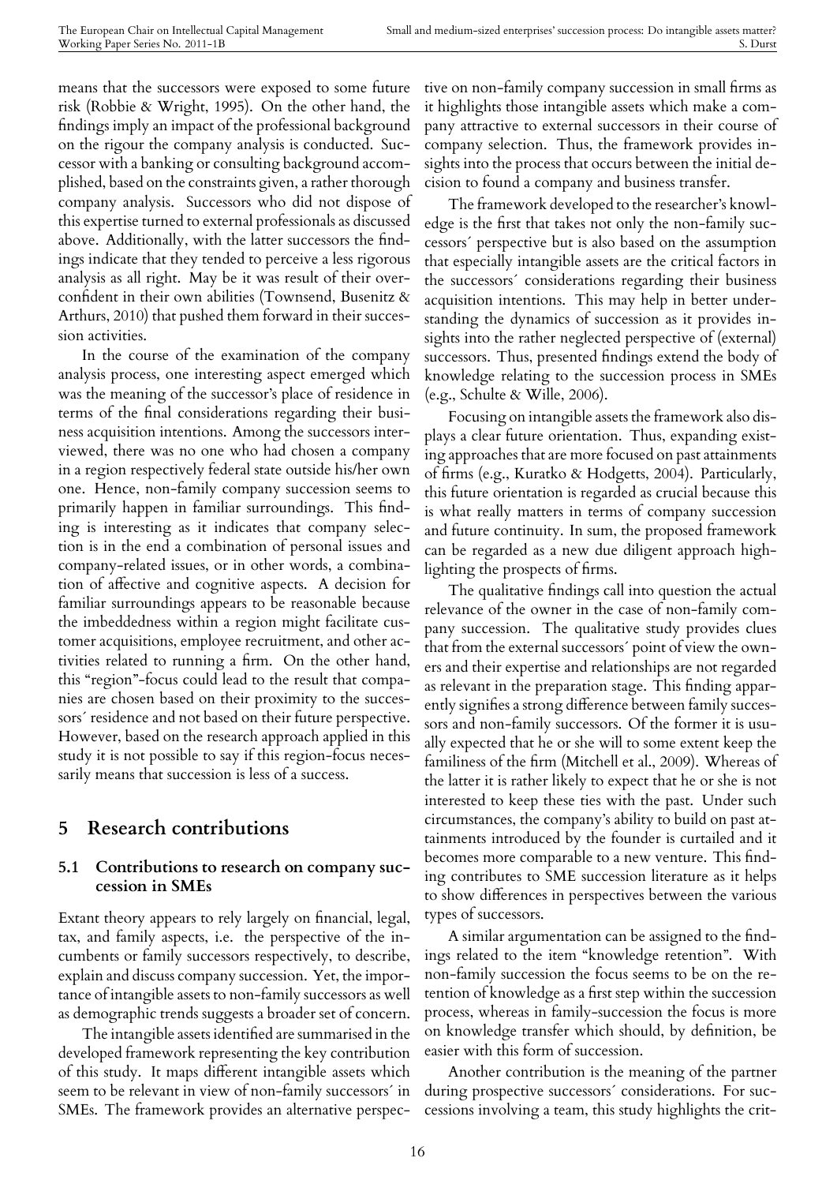means that the successors were exposed to some future risk (Robbie & Wright, 1995). On the other hand, the findings imply an impact of the professional background on the rigour the company analysis is conducted. Successor with a banking or consulting background accomplished, based on the constraints given, a rather thorough company analysis. Successors who did not dispose of this expertise turned to external professionals as discussed above. Additionally, with the latter successors the findings indicate that they tended to perceive a less rigorous analysis as all right. May be it was result of their overconfident in their own abilities (Townsend, Busenitz & Arthurs, 2010) that pushed them forward in their succession activities.

In the course of the examination of the company analysis process, one interesting aspect emerged which was the meaning of the successor's place of residence in terms of the final considerations regarding their business acquisition intentions. Among the successors interviewed, there was no one who had chosen a company in a region respectively federal state outside his/her own one. Hence, non-family company succession seems to primarily happen in familiar surroundings. This finding is interesting as it indicates that company selection is in the end a combination of personal issues and company-related issues, or in other words, a combination of affective and cognitive aspects. A decision for familiar surroundings appears to be reasonable because the imbeddedness within a region might facilitate customer acquisitions, employee recruitment, and other activities related to running a firm. On the other hand, this "region"-focus could lead to the result that companies are chosen based on their proximity to the successors´ residence and not based on their future perspective. However, based on the research approach applied in this study it is not possible to say if this region-focus necessarily means that succession is less of a success.

## 5 Research contributions

### 5.1 Contributions to research on company succession in SMEs

Extant theory appears to rely largely on financial, legal, tax, and family aspects, i.e. the perspective of the incumbents or family successors respectively, to describe, explain and discuss company succession. Yet, the importance of intangible assets to non-family successors as well as demographic trends suggests a broader set of concern.

The intangible assets identified are summarised in the developed framework representing the key contribution of this study. It maps different intangible assets which seem to be relevant in view of non-family successors´ in SMEs. The framework provides an alternative perspective on non-family company succession in small firms as it highlights those intangible assets which make a company attractive to external successors in their course of company selection. Thus, the framework provides insights into the process that occurs between the initial decision to found a company and business transfer.

The framework developed to the researcher's knowledge is the first that takes not only the non-family successors´ perspective but is also based on the assumption that especially intangible assets are the critical factors in the successors´ considerations regarding their business acquisition intentions. This may help in better understanding the dynamics of succession as it provides insights into the rather neglected perspective of (external) successors. Thus, presented findings extend the body of knowledge relating to the succession process in SMEs (e.g., Schulte & Wille, 2006).

Focusing on intangible assets the framework also displays a clear future orientation. Thus, expanding existing approaches that are more focused on past attainments of firms (e.g., Kuratko & Hodgetts, 2004). Particularly, this future orientation is regarded as crucial because this is what really matters in terms of company succession and future continuity. In sum, the proposed framework can be regarded as a new due diligent approach highlighting the prospects of firms.

The qualitative findings call into question the actual relevance of the owner in the case of non-family company succession. The qualitative study provides clues that from the external successors´ point of view the owners and their expertise and relationships are not regarded as relevant in the preparation stage. This finding apparently signifies a strong difference between family successors and non-family successors. Of the former it is usually expected that he or she will to some extent keep the familiness of the firm (Mitchell et al., 2009). Whereas of the latter it is rather likely to expect that he or she is not interested to keep these ties with the past. Under such circumstances, the company's ability to build on past attainments introduced by the founder is curtailed and it becomes more comparable to a new venture. This finding contributes to SME succession literature as it helps to show differences in perspectives between the various types of successors.

A similar argumentation can be assigned to the findings related to the item "knowledge retention". With non-family succession the focus seems to be on the retention of knowledge as a first step within the succession process, whereas in family-succession the focus is more on knowledge transfer which should, by definition, be easier with this form of succession.

Another contribution is the meaning of the partner during prospective successors´ considerations. For successions involving a team, this study highlights the crit-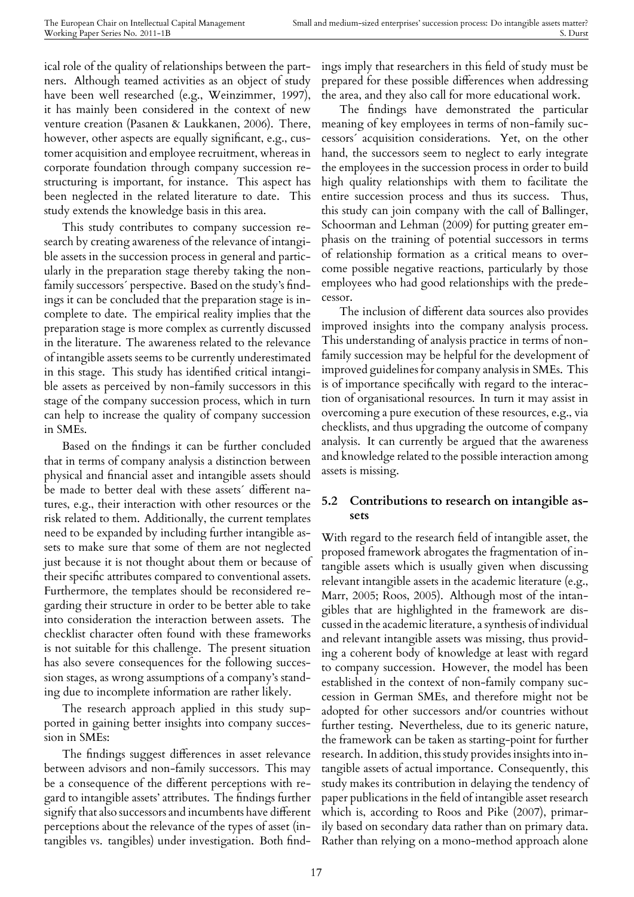ical role of the quality of relationships between the partners. Although teamed activities as an object of study have been well researched (e.g., Weinzimmer, 1997), it has mainly been considered in the context of new venture creation (Pasanen & Laukkanen, 2006). There, however, other aspects are equally significant, e.g., customer acquisition and employee recruitment, whereas in corporate foundation through company succession restructuring is important, for instance. This aspect has been neglected in the related literature to date. This study extends the knowledge basis in this area.

This study contributes to company succession research by creating awareness of the relevance of intangible assets in the succession process in general and particularly in the preparation stage thereby taking the non-family successors´ perspective. Based on the study's findings it can be concluded that the preparation stage is incomplete to date. The empirical reality implies that the preparation stage is more complex as currently discussed in the literature. The awareness related to the relevance of intangible assets seems to be currently underestimated in this stage. This study has identified critical intangible assets as perceived by non-family successors in this stage of the company succession process, which in turn can help to increase the quality of company succession in SMEs.

Based on the findings it can be further concluded that in terms of company analysis a distinction between physical and financial asset and intangible assets should be made to better deal with these assets´ different natures, e.g., their interaction with other resources or the risk related to them. Additionally, the current templates need to be expanded by including further intangible assets to make sure that some of them are not neglected just because it is not thought about them or because of their specific attributes compared to conventional assets. Furthermore, the templates should be reconsidered regarding their structure in order to be better able to take into consideration the interaction between assets. The checklist character often found with these frameworks is not suitable for this challenge. The present situation has also severe consequences for the following succession stages, as wrong assumptions of a company's standing due to incomplete information are rather likely.

The research approach applied in this study supported in gaining better insights into company succession in SMEs:

The findings suggest differences in asset relevance between advisors and non-family successors. This may be a consequence of the different perceptions with regard to intangible assets' attributes. The findings further signify that also successors and incumbents have different perceptions about the relevance of the types of asset (intangibles vs. tangibles) under investigation. Both findings imply that researchers in this field of study must be prepared for these possible differences when addressing the area, and they also call for more educational work.

The findings have demonstrated the particular meaning of key employees in terms of non-family successors´ acquisition considerations. Yet, on the other hand, the successors seem to neglect to early integrate the employees in the succession process in order to build high quality relationships with them to facilitate the entire succession process and thus its success. Thus, this study can join company with the call of Ballinger, Schoorman and Lehman (2009) for putting greater emphasis on the training of potential successors in terms of relationship formation as a critical means to overcome possible negative reactions, particularly by those employees who had good relationships with the predecessor.

The inclusion of different data sources also provides improved insights into the company analysis process. This understanding of analysis practice in terms of non-family succession may be helpful for the development of improved guidelines for company analysis in SMEs. This is of importance specifically with regard to the interaction of organisational resources. In turn it may assist in overcoming a pure execution of these resources, e.g., via checklists, and thus upgrading the outcome of company analysis. It can currently be argued that the awareness and knowledge related to the possible interaction among assets is missing.

## 5.2 Contributions to research on intangible assets

With regard to the research field of intangible asset, the proposed framework abrogates the fragmentation of intangible assets which is usually given when discussing relevant intangible assets in the academic literature (e.g., Marr, 2005; Roos, 2005). Although most of the intangibles that are highlighted in the framework are discussed in the academic literature, a synthesis of individual and relevant intangible assets was missing, thus providing a coherent body of knowledge at least with regard to company succession. However, the model has been established in the context of non-family company succession in German SMEs, and therefore might not be adopted for other successors and/or countries without further testing. Nevertheless, due to its generic nature, the framework can be taken as starting-point for further research. In addition, this study provides insights into intangible assets of actual importance. Consequently, this study makes its contribution in delaying the tendency of paper publications in the field of intangible asset research which is, according to Roos and Pike (2007), primarily based on secondary data rather than on primary data. Rather than relying on a mono-method approach alone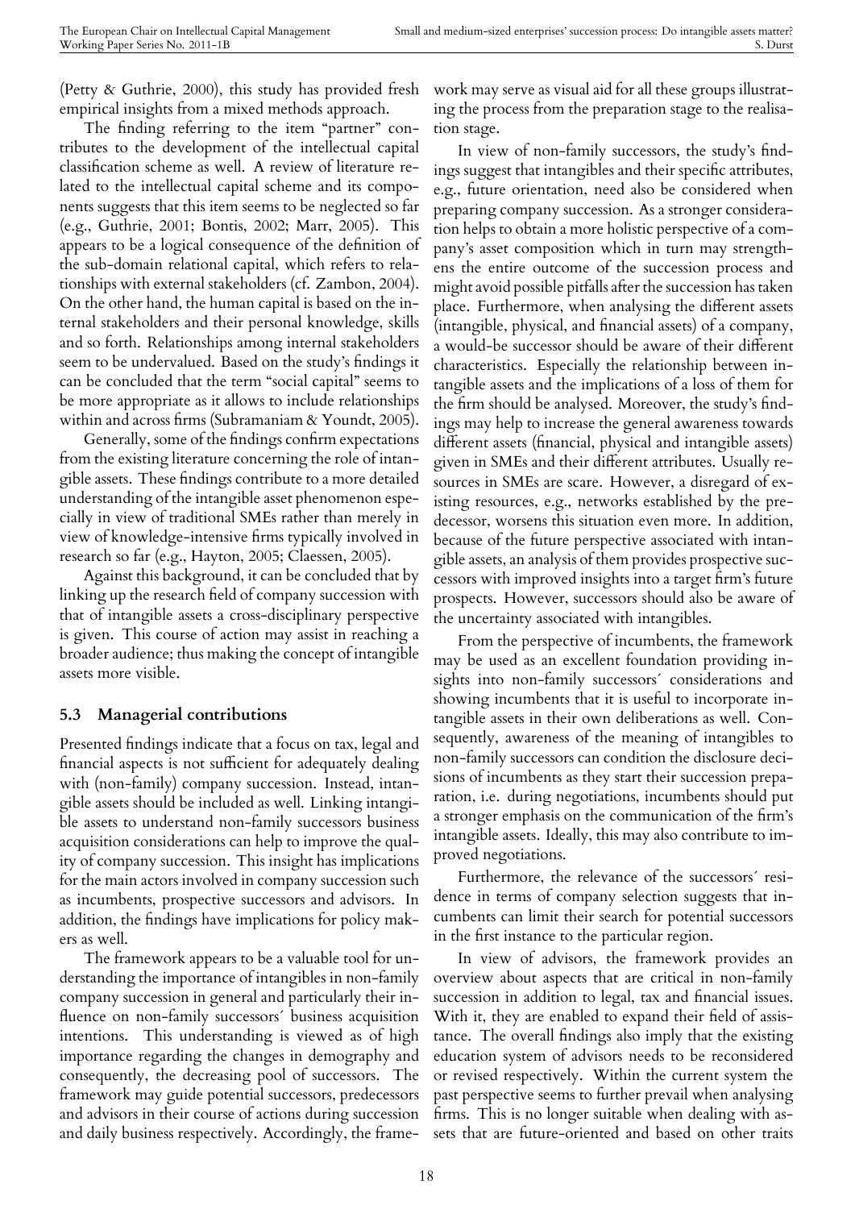(Petty & Guthrie, 2000), this study has provided fresh empirical insights from a mixed methods approach.

The finding referring to the item "partner" contributes to the development of the intellectual capital classification scheme as well. A review of literature related to the intellectual capital scheme and its components suggests that this item seems to be neglected so far (e.g., Guthrie, 2001; Bontis, 2002; Marr, 2005). This appears to be a logical consequence of the definition of the sub-domain relational capital, which refers to relationships with external stakeholders (cf. Zambon, 2004). On the other hand, the human capital is based on the internal stakeholders and their personal knowledge, skills and so forth. Relationships among internal stakeholders seem to be undervalued. Based on the study's findings it can be concluded that the term "social capital" seems to be more appropriate as it allows to include relationships within and across firms (Subramaniam & Youndt, 2005).

Generally, some of the findings confirm expectations from the existing literature concerning the role of intangible assets. These findings contribute to a more detailed understanding of the intangible asset phenomenon especially in view of traditional SMEs rather than merely in view of knowledge-intensive firms typically involved in research so far (e.g., Hayton, 2005; Claessen, 2005).

Against this background, it can be concluded that by linking up the research field of company succession with that of intangible assets a cross-disciplinary perspective is given. This course of action may assist in reaching a broader audience; thus making the concept of intangible assets more visible.

### 5.3 Managerial contributions

Presented findings indicate that a focus on tax, legal and financial aspects is not sufficient for adequately dealing with (non-family) company succession. Instead, intangible assets should be included as well. Linking intangible assets to understand non-family successors business acquisition considerations can help to improve the quality of company succession. This insight has implications for the main actors involved in company succession such as incumbents, prospective successors and advisors. In addition, the findings have implications for policy makers as well.

The framework appears to be a valuable tool for understanding the importance of intangibles in non-family company succession in general and particularly their influence on non-family successors´ business acquisition intentions. This understanding is viewed as of high importance regarding the changes in demography and consequently, the decreasing pool of successors. The framework may guide potential successors, predecessors and advisors in their course of actions during succession and daily business respectively. Accordingly, the framework may serve as visual aid for all these groups illustrating the process from the preparation stage to the realisation stage.

In view of non-family successors, the study's findings suggest that intangibles and their specific attributes, e.g., future orientation, need also be considered when preparing company succession. As a stronger consideration helps to obtain a more holistic perspective of a company's asset composition which in turn may strengthens the entire outcome of the succession process and might avoid possible pitfalls after the succession has taken place. Furthermore, when analysing the different assets (intangible, physical, and financial assets) of a company, a would-be successor should be aware of their different characteristics. Especially the relationship between intangible assets and the implications of a loss of them for the firm should be analysed. Moreover, the study's findings may help to increase the general awareness towards different assets (financial, physical and intangible assets) given in SMEs and their different attributes. Usually resources in SMEs are scare. However, a disregard of existing resources, e.g., networks established by the predecessor, worsens this situation even more. In addition, because of the future perspective associated with intangible assets, an analysis of them provides prospective successors with improved insights into a target firm's future prospects. However, successors should also be aware of the uncertainty associated with intangibles.

From the perspective of incumbents, the framework may be used as an excellent foundation providing insights into non-family successors´ considerations and showing incumbents that it is useful to incorporate intangible assets in their own deliberations as well. Consequently, awareness of the meaning of intangibles to non-family successors can condition the disclosure decisions of incumbents as they start their succession preparation, i.e. during negotiations, incumbents should put a stronger emphasis on the communication of the firm's intangible assets. Ideally, this may also contribute to improved negotiations.

Furthermore, the relevance of the successors´ residence in terms of company selection suggests that incumbents can limit their search for potential successors in the first instance to the particular region.

In view of advisors, the framework provides an overview about aspects that are critical in non-family succession in addition to legal, tax and financial issues. With it, they are enabled to expand their field of assistance. The overall findings also imply that the existing education system of advisors needs to be reconsidered or revised respectively. Within the current system the past perspective seems to further prevail when analysing firms. This is no longer suitable when dealing with assets that are future-oriented and based on other traits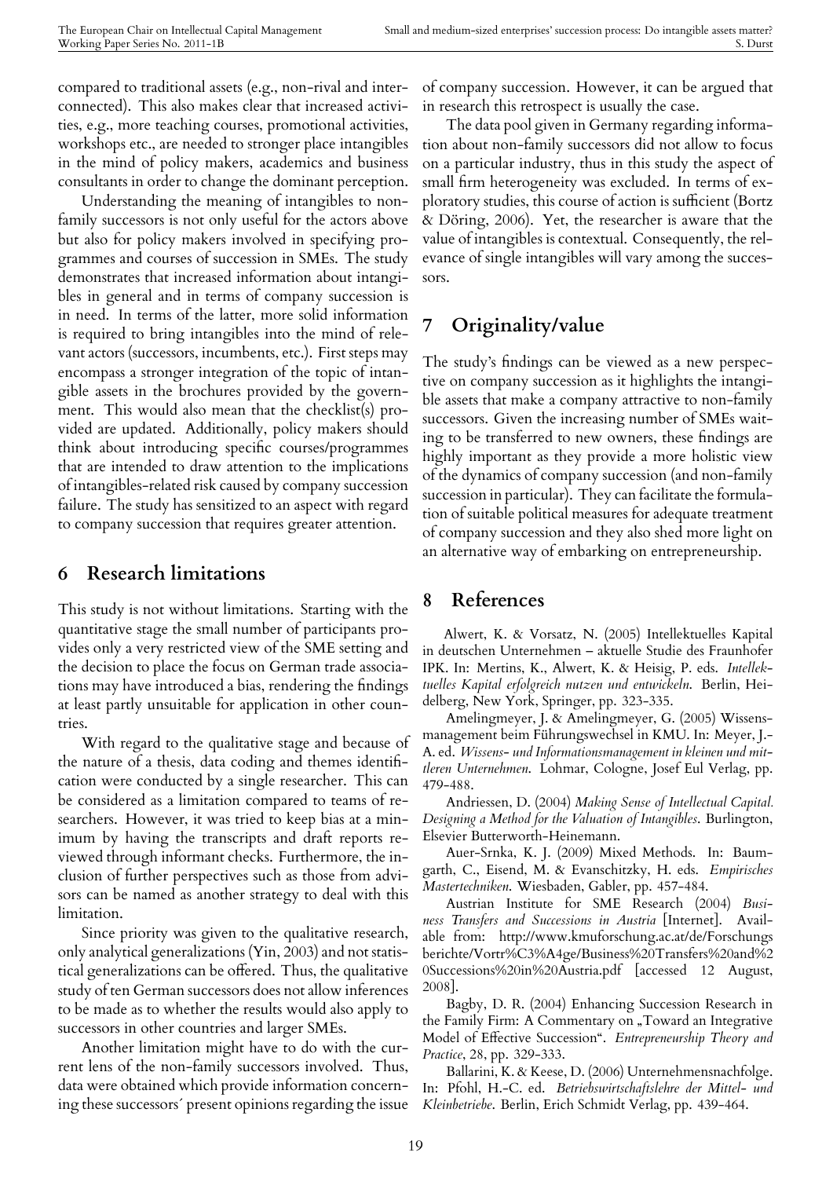compared to traditional assets (e.g., non-rival and interconnected). This also makes clear that increased activities, e.g., more teaching courses, promotional activities, workshops etc., are needed to stronger place intangibles in the mind of policy makers, academics and business consultants in order to change the dominant perception.

Understanding the meaning of intangibles to non-family successors is not only useful for the actors above but also for policy makers involved in specifying programmes and courses of succession in SMEs. The study demonstrates that increased information about intangibles in general and in terms of company succession is in need. In terms of the latter, more solid information is required to bring intangibles into the mind of relevant actors (successors, incumbents, etc.). First steps may encompass a stronger integration of the topic of intangible assets in the brochures provided by the government. This would also mean that the checklist(s) provided are updated. Additionally, policy makers should think about introducing specific courses/programmes that are intended to draw attention to the implications of intangibles-related risk caused by company succession failure. The study has sensitized to an aspect with regard to company succession that requires greater attention.

## 6 Research limitations

This study is not without limitations. Starting with the quantitative stage the small number of participants provides only a very restricted view of the SME setting and the decision to place the focus on German trade associations may have introduced a bias, rendering the findings at least partly unsuitable for application in other countries.

With regard to the qualitative stage and because of the nature of a thesis, data coding and themes identification were conducted by a single researcher. This can be considered as a limitation compared to teams of researchers. However, it was tried to keep bias at a minimum by having the transcripts and draft reports reviewed through informant checks. Furthermore, the inclusion of further perspectives such as those from advisors can be named as another strategy to deal with this limitation.

Since priority was given to the qualitative research, only analytical generalizations (Yin, 2003) and not statistical generalizations can be offered. Thus, the qualitative study of ten German successors does not allow inferences to be made as to whether the results would also apply to successors in other countries and larger SMEs.

Another limitation might have to do with the current lens of the non-family successors involved. Thus, data were obtained which provide information concerning these successors´ present opinions regarding the issue of company succession. However, it can be argued that in research this retrospect is usually the case.

The data pool given in Germany regarding information about non-family successors did not allow to focus on a particular industry, thus in this study the aspect of small firm heterogeneity was excluded. In terms of exploratory studies, this course of action is sufficient (Bortz & Döring, 2006). Yet, the researcher is aware that the value of intangibles is contextual. Consequently, the relevance of single intangibles will vary among the successors.

## 7 Originality/value

The study's findings can be viewed as a new perspective on company succession as it highlights the intangible assets that make a company attractive to non-family successors. Given the increasing number of SMEs waiting to be transferred to new owners, these findings are highly important as they provide a more holistic view of the dynamics of company succession (and non-family succession in particular). They can facilitate the formulation of suitable political measures for adequate treatment of company succession and they also shed more light on an alternative way of embarking on entrepreneurship.

## 8 References

Alwert, K. & Vorsatz, N. (2005) Intellektuelles Kapital in deutschen Unternehmen – aktuelle Studie des Fraunhofer IPK. In: Mertins, K., Alwert, K. & Heisig, P. eds. *Intellektuelles Kapital erfolgreich nutzen und entwickeln*. Berlin, Heidelberg, New York, Springer, pp. 323-335.

Amelingmeyer, J. & Amelingmeyer, G. (2005) Wissensmanagement beim Führungswechsel in KMU. In: Meyer, J.-A. ed. *Wissens- und Informationsmanagement in kleinen und mittleren Unternehmen*. Lohmar, Cologne, Josef Eul Verlag, pp. 479-488.

Andriessen, D. (2004) *Making Sense of Intellectual Capital. Designing a Method for the Valuation of Intangibles*. Burlington, Elsevier Butterworth-Heinemann.

Auer-Srnka, K. J. (2009) Mixed Methods. In: Baumgarth, C., Eisend, M. & Evanschitzky, H. eds. *Empirisches Mastertechniken*. Wiesbaden, Gabler, pp. 457-484.

Austrian Institute for SME Research (2004) *Business Transfers and Successions in Austria* [Internet]. Available from: http://www.kmuforschung.ac.at/de/Forschungsberichte/Vortr%C3%A4ge/Business%20Transfers%20and%20Successions%20in%20Austria.pdf [accessed 12 August, 2008].

Bagby, D. R. (2004) Enhancing Succession Research in the Family Firm: A Commentary on „Toward an Integrative Model of Effective Succession". *Entrepreneurship Theory and Practice*, 28, pp. 329-333.

Ballarini, K. & Keese, D. (2006) Unternehmensnachfolge. In: Pfohl, H.-C. ed. *Betriebswirtschaftslehre der Mittel- und Kleinbetriebe*. Berlin, Erich Schmidt Verlag, pp. 439-464.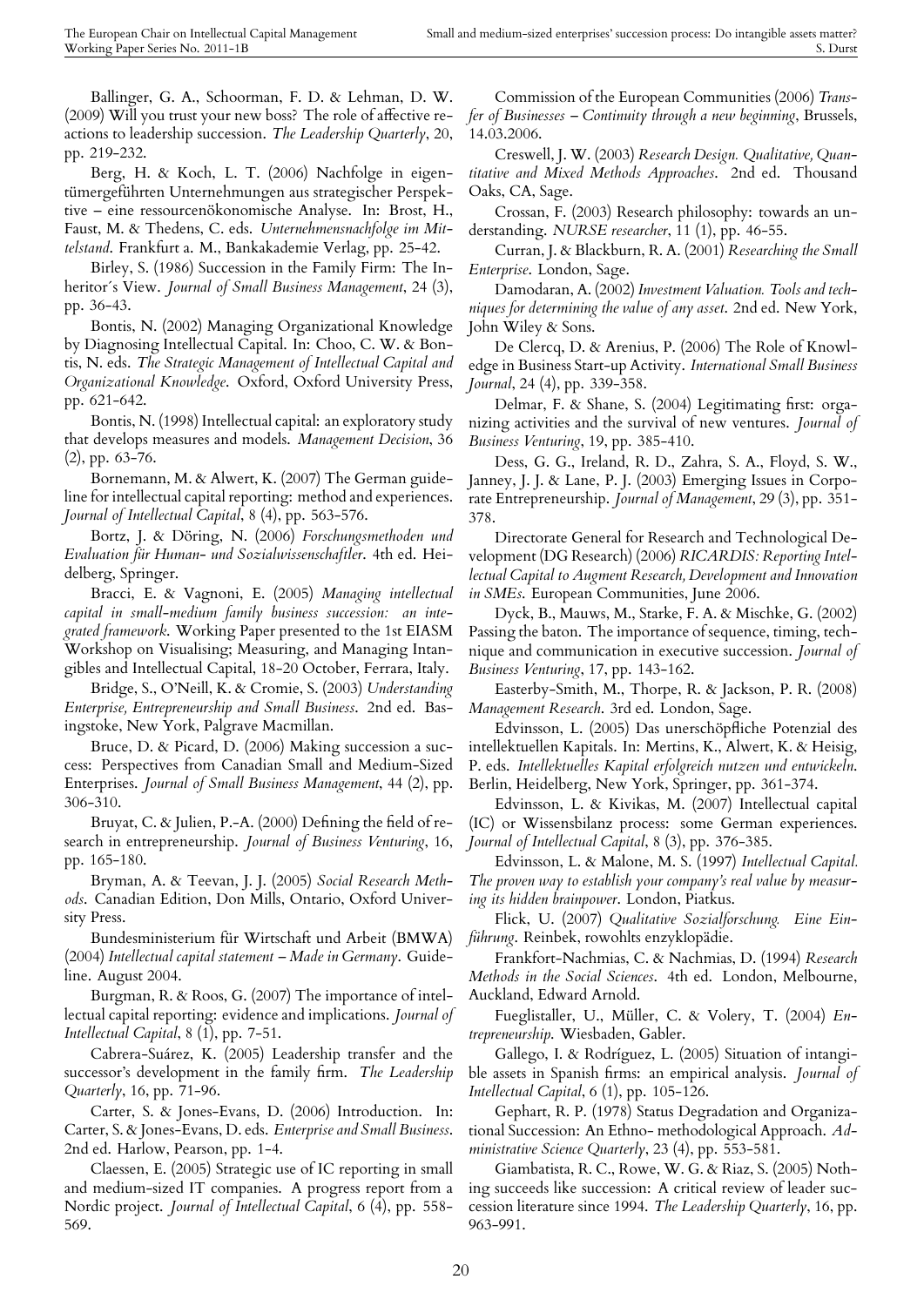Ballinger, G. A., Schoorman, F. D. & Lehman, D. W. (2009) Will you trust your new boss? The role of affective reactions to leadership succession. *The Leadership Quarterly*, 20, pp. 219-232.

Berg, H. & Koch, L. T. (2006) Nachfolge in eigentümergeführten Unternehmungen aus strategischer Perspektive – eine ressourcenökonomische Analyse. In: Brost, H., Faust, M. & Thedens, C. eds. *Unternehmensnachfolge im Mittelstand*. Frankfurt a. M., Bankakademie Verlag, pp. 25-42.

Birley, S. (1986) Succession in the Family Firm: The Inheritor´s View. *Journal of Small Business Management*, 24 (3), pp. 36-43.

Bontis, N. (2002) Managing Organizational Knowledge by Diagnosing Intellectual Capital. In: Choo, C. W. & Bontis, N. eds. *The Strategic Management of Intellectual Capital and Organizational Knowledge*. Oxford, Oxford University Press, pp. 621-642.

Bontis, N. (1998) Intellectual capital: an exploratory study that develops measures and models. *Management Decision*, 36 (2), pp. 63-76.

Bornemann, M. & Alwert, K. (2007) The German guideline for intellectual capital reporting: method and experiences. *Journal of Intellectual Capital*, 8 (4), pp. 563-576.

Bortz, J. & Döring, N. (2006) *Forschungsmethoden und Evaluation für Human- und Sozialwissenschaftler*. 4th ed. Heidelberg, Springer.

Bracci, E. & Vagnoni, E. (2005) *Managing intellectual capital in small-medium family business succession: an integrated framework*. Working Paper presented to the 1st EIASM Workshop on Visualising; Measuring, and Managing Intangibles and Intellectual Capital, 18-20 October, Ferrara, Italy.

Bridge, S., O'Neill, K. & Cromie, S. (2003) *Understanding Enterprise, Entrepreneurship and Small Business*. 2nd ed. Basingstoke, New York, Palgrave Macmillan.

Bruce, D. & Picard, D. (2006) Making succession a success: Perspectives from Canadian Small and Medium-Sized Enterprises. *Journal of Small Business Management*, 44 (2), pp. 306-310.

Bruyat, C. & Julien, P.-A. (2000) Defining the field of research in entrepreneurship. *Journal of Business Venturing*, 16, pp. 165-180.

Bryman, A. & Teevan, J. J. (2005) *Social Research Methods*. Canadian Edition, Don Mills, Ontario, Oxford University Press.

Bundesministerium für Wirtschaft und Arbeit (BMWA) (2004) *Intellectual capital statement – Made in Germany*. Guideline. August 2004.

Burgman, R. & Roos, G. (2007) The importance of intellectual capital reporting: evidence and implications. *Journal of Intellectual Capital*, 8 (1), pp. 7-51.

Cabrera-Suárez, K. (2005) Leadership transfer and the successor's development in the family firm. *The Leadership Quarterly*, 16, pp. 71-96.

Carter, S. & Jones-Evans, D. (2006) Introduction. In: Carter, S. & Jones-Evans, D. eds. *Enterprise and Small Business*. 2nd ed. Harlow, Pearson, pp. 1-4.

Claessen, E. (2005) Strategic use of IC reporting in small and medium-sized IT companies. A progress report from a Nordic project. *Journal of Intellectual Capital*, 6 (4), pp. 558-569.

Commission of the European Communities (2006) *Transfer of Businesses – Continuity through a new beginning*, Brussels, 14.03.2006.

Creswell, J. W. (2003) *Research Design. Qualitative, Quantitative and Mixed Methods Approaches*. 2nd ed. Thousand Oaks, CA, Sage.

Crossan, F. (2003) Research philosophy: towards an understanding. *NURSE researcher*, 11 (1), pp. 46-55.

Curran, J. & Blackburn, R. A. (2001) *Researching the Small Enterprise*. London, Sage.

Damodaran, A. (2002) *Investment Valuation. Tools and techniques for determining the value of any asset*. 2nd ed. New York, John Wiley & Sons.

De Clercq, D. & Arenius, P. (2006) The Role of Knowledge in Business Start-up Activity. *International Small Business Journal*, 24 (4), pp. 339-358.

Delmar, F. & Shane, S. (2004) Legitimating first: organizing activities and the survival of new ventures. *Journal of Business Venturing*, 19, pp. 385-410.

Dess, G. G., Ireland, R. D., Zahra, S. A., Floyd, S. W., Janney, J. J. & Lane, P. J. (2003) Emerging Issues in Corporate Entrepreneurship. *Journal of Management*, 29 (3), pp. 351-378.

Directorate General for Research and Technological Development (DG Research) (2006) *RICARDIS: Reporting Intellectual Capital to Augment Research, Development and Innovation in SMEs*. European Communities, June 2006.

Dyck, B., Mauws, M., Starke, F. A. & Mischke, G. (2002) Passing the baton. The importance of sequence, timing, technique and communication in executive succession. *Journal of Business Venturing*, 17, pp. 143-162.

Easterby-Smith, M., Thorpe, R. & Jackson, P. R. (2008) *Management Research*. 3rd ed. London, Sage.

Edvinsson, L. (2005) Das unerschöpfliche Potenzial des intellektuellen Kapitals. In: Mertins, K., Alwert, K. & Heisig, P. eds. *Intellektuelles Kapital erfolgreich nutzen und entwickeln*. Berlin, Heidelberg, New York, Springer, pp. 361-374.

Edvinsson, L. & Kivikas, M. (2007) Intellectual capital (IC) or Wissensbilanz process: some German experiences. *Journal of Intellectual Capital*, 8 (3), pp. 376-385.

Edvinsson, L. & Malone, M. S. (1997) *Intellectual Capital. The proven way to establish your company's real value by measuring its hidden brainpower*. London, Piatkus.

Flick, U. (2007) *Qualitative Sozialforschung. Eine Einführung*. Reinbek, rowohlts enzyklopädie.

Frankfort-Nachmias, C. & Nachmias, D. (1994) *Research Methods in the Social Sciences*. 4th ed. London, Melbourne, Auckland, Edward Arnold.

Fueglistaller, U., Müller, C. & Volery, T. (2004) *Entrepreneurship*. Wiesbaden, Gabler.

Gallego, I. & Rodríguez, L. (2005) Situation of intangible assets in Spanish firms: an empirical analysis. *Journal of Intellectual Capital*, 6 (1), pp. 105-126.

Gephart, R. P. (1978) Status Degradation and Organizational Succession: An Ethno- methodological Approach. *Administrative Science Quarterly*, 23 (4), pp. 553-581.

Giambatista, R. C., Rowe, W. G. & Riaz, S. (2005) Nothing succeeds like succession: A critical review of leader succession literature since 1994. *The Leadership Quarterly*, 16, pp. 963-991.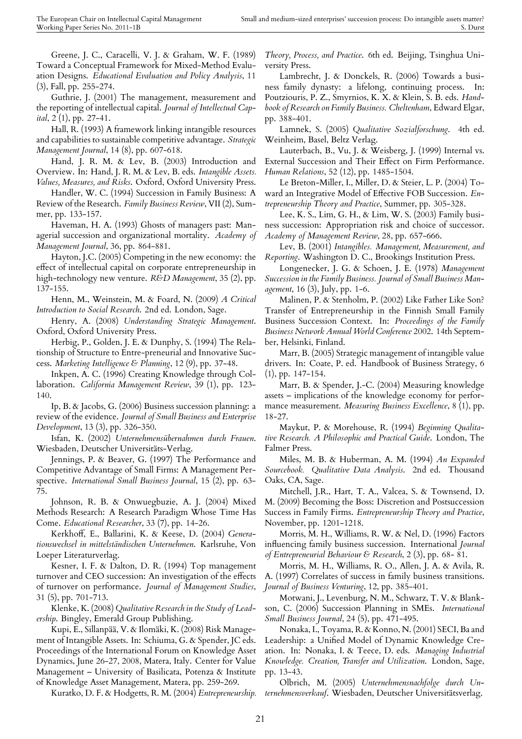Greene, J. C., Caracelli, V. J. & Graham, W. F. (1989) Toward a Conceptual Framework for Mixed-Method Evaluation Designs. *Educational Evaluation and Policy Analysis*, 11 (3), Fall, pp. 255-274.

Guthrie, J. (2001) The management, measurement and the reporting of intellectual capital. *Journal of Intellectual Capital*, 2 (1), pp. 27-41.

Hall, R. (1993) A framework linking intangible resources and capabilities to sustainable competitive advantage. *Strategic Management Journal*, 14 (8), pp. 607-618.

Hand, J. R. M. & Lev, B. (2003) Introduction and Overview. In: Hand, J. R. M. & Lev, B. eds. *Intangible Assets. Values, Measures, and Risks*. Oxford, Oxford University Press.

Handler, W. C. (1994) Succession in Family Business: A Review of the Research. *Family Business Review*, VII (2), Summer, pp. 133-157.

Haveman, H. A. (1993) Ghosts of managers past: Managerial succession and organizational mortality. *Academy of Management Journal*, 36, pp. 864-881.

Hayton, J.C. (2005) Competing in the new economy: the effect of intellectual capital on corporate entrepreneurship in high-technology new venture. *R&D Management*, 35 (2), pp. 137-155.

Henn, M., Weinstein, M. & Foard, N. (2009) *A Critical Introduction to Social Research*. 2nd ed. London, Sage.

Henry, A. (2008) *Understanding Strategic Management*. Oxford, Oxford University Press.

Herbig, P., Golden, J. E. & Dunphy, S. (1994) The Relationship of Structure to Entre-preneurial and Innovative Success. *Marketing Intelligence & Planning*, 12 (9), pp. 37-48.

Inkpen, A. C. (1996) Creating Knowledge through Collaboration. *California Management Review*, 39 (1), pp. 123-140.

Ip, B. & Jacobs, G. (2006) Business succession planning: a review of the evidence. *Journal of Small Business and Enterprise Development*, 13 (3), pp. 326-350.

Isfan, K. (2002) *Unternehmensübernahmen durch Frauen*. Wiesbaden, Deutscher Universitäts-Verlag.

Jennings, P. & Beaver, G. (1997) The Performance and Competitive Advantage of Small Firms: A Management Perspective. *International Small Business Journal*, 15 (2), pp. 63-75.

Johnson, R. B. & Onwuegbuzie, A. J. (2004) Mixed Methods Research: A Research Paradigm Whose Time Has Come. *Educational Researcher*, 33 (7), pp. 14-26.

Kerkhoff, E., Ballarini, K. & Keese, D. (2004) *Generationswechsel in mittelständischen Unternehmen*. Karlsruhe, Von Loeper Literaturverlag.

Kesner, I. F. & Dalton, D. R. (1994) Top management turnover and CEO succession: An investigation of the effects of turnover on performance. *Journal of Management Studies*, 31 (5), pp. 701-713.

Klenke, K. (2008) *Qualitative Research in the Study of Leadership*. Bingley, Emerald Group Publishing.

Kupi, E., Sillanpää, V. & Ilomäki, K. (2008) Risk Management of Intangible Assets. In: Schiuma, G. & Spender, JC eds. Proceedings of the International Forum on Knowledge Asset Dynamics, June 26-27, 2008, Matera, Italy. Center for Value Management – University of Basilicata, Potenza & Institute of Knowledge Asset Management, Matera, pp. 259-269.

Kuratko, D. F. & Hodgetts, R. M. (2004) *Entrepreneurship. Theory, Process, and Practice*. 6th ed. Beijing, Tsinghua University Press.

Lambrecht, J. & Donckels, R. (2006) Towards a business family dynasty: a lifelong, continuing process. In: Poutziouris, P. Z., Smyrnios, K. X. & Klein, S. B. eds. *Handbook of Research on Family Business. Cheltenham*, Edward Elgar, pp. 388-401.

Lamnek, S. (2005) *Qualitative Sozialforschung*. 4th ed. Weinheim, Basel, Beltz Verlag.

Lauterbach, B., Vu, J. & Weisberg, J. (1999) Internal vs. External Succession and Their Effect on Firm Performance. *Human Relations*, 52 (12), pp. 1485-1504.

Le Breton-Miller, I., Miller, D. & Steier, L. P. (2004) Toward an Integrative Model of Effective FOB Succession. *Entrepreneurship Theory and Practice*, Summer, pp. 305-328.

Lee, K. S., Lim, G. H., & Lim, W. S. (2003) Family business succession: Appropriation risk and choice of successor. *Academy of Management Review*, 28, pp. 657-666.

Lev, B. (2001) *Intangibles. Management, Measurement, and Reporting*. Washington D. C., Brookings Institution Press.

Longenecker, J. G. & Schoen, J. E. (1978) *Management Succession in the Family Business. Journal of Small Business Management*, 16 (3), July, pp. 1-6.

Malinen, P. & Stenholm, P. (2002) Like Father Like Son? Transfer of Entrepreneurship in the Finnish Small Family Business Succession Context. In: *Proceedings of the Family Business Network Annual World Conference* 2002. 14th September, Helsinki, Finland.

Marr, B. (2005) Strategic management of intangible value drivers. In: Coate, P. ed. Handbook of Business Strategy, 6 (1), pp. 147-154.

Marr, B. & Spender, J.-C. (2004) Measuring knowledge assets – implications of the knowledge economy for performance measurement. *Measuring Business Excellence*, 8 (1), pp. 18-27.

Maykut, P. & Morehouse, R. (1994) *Beginning Qualitative Research. A Philosophic and Practical Guide*. London, The Falmer Press.

Miles, M. B. & Huberman, A. M. (1994) *An Expanded Sourcebook. Qualitative Data Analysis*. 2nd ed. Thousand Oaks, CA, Sage.

Mitchell, J.R., Hart, T. A., Valcea, S. & Townsend, D. M. (2009) Becoming the Boss: Discretion and Postsuccession Success in Family Firms. *Entrepreneurship Theory and Practice*, November, pp. 1201-1218.

Morris, M. H., Williams, R. W. & Nel, D. (1996) Factors influencing family business succession. International *Journal of Entrepreneurial Behaviour & Research*, 2 (3), pp. 68- 81.

Morris, M. H., Williams, R. O., Allen, J. A. & Avila, R. A. (1997) Correlates of success in family business transitions. *Journal of Business Venturing*, 12, pp. 385-401.

Motwani, J., Levenburg, N. M., Schwarz, T. V. & Blankson, C. (2006) Succession Planning in SMEs. *International Small Business Journal*, 24 (5), pp. 471-495.

Nonaka, I., Toyama, R. & Konno, N. (2001) SECI, Ba and Leadership: a Unified Model of Dynamic Knowledge Creation. In: Nonaka, I. & Teece, D. eds. *Managing Industrial Knowledge. Creation, Transfer and Utilization*. London, Sage, pp. 13-43.

Olbrich, M. (2005) *Unternehmensnachfolge durch Unternehmensverkauf*. Wiesbaden, Deutscher Universitätsverlag.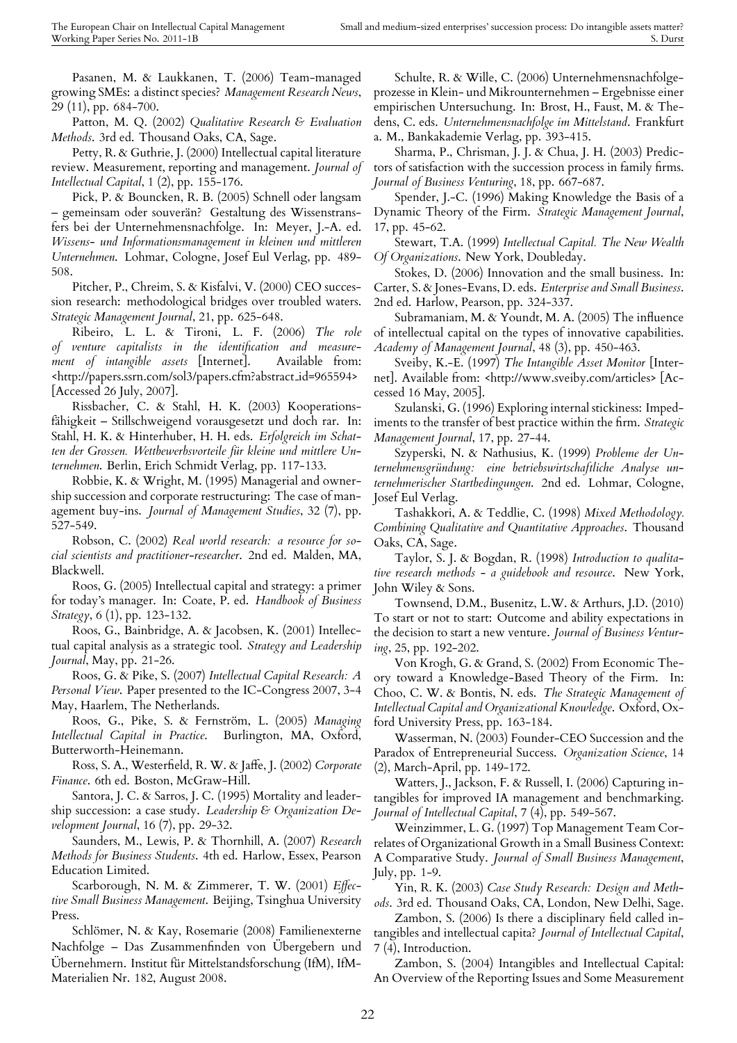Pasanen, M. & Laukkanen, T. (2006) Team-managed growing SMEs: a distinct species? *Management Research News*, 29 (11), pp. 684-700.

Patton, M. Q. (2002) *Qualitative Research & Evaluation Methods*. 3rd ed. Thousand Oaks, CA, Sage.

Petty, R. & Guthrie, J. (2000) Intellectual capital literature review. Measurement, reporting and management. *Journal of Intellectual Capital*, 1 (2), pp. 155-176.

Pick, P. & Bouncken, R. B. (2005) Schnell oder langsam – gemeinsam oder souverän? Gestaltung des Wissenstransfers bei der Unternehmensnachfolge. In: Meyer, J.-A. ed. *Wissens- und Informationsmanagement in kleinen und mittleren Unternehmen*. Lohmar, Cologne, Josef Eul Verlag, pp. 489-508.

Pitcher, P., Chreim, S. & Kisfalvi, V. (2000) CEO succession research: methodological bridges over troubled waters. *Strategic Management Journal*, 21, pp. 625-648.

Ribeiro, L. L. & Tironi, L. F. (2006) *The role of venture capitalists in the identification and measurement of intangible assets* [Internet]. Available from: <http://papers.ssrn.com/sol3/papers.cfm?abstract_id=965594> [Accessed 26 July, 2007].

Rissbacher, C. & Stahl, H. K. (2003) Kooperationsfähigkeit – Stillschweigend vorausgesetzt und doch rar. In: Stahl, H. K. & Hinterhuber, H. H. eds. *Erfolgreich im Schatten der Grossen. Wettbewerbsvorteile für kleine und mittlere Unternehmen*. Berlin, Erich Schmidt Verlag, pp. 117-133.

Robbie, K. & Wright, M. (1995) Managerial and ownership succession and corporate restructuring: The case of management buy-ins. *Journal of Management Studies*, 32 (7), pp. 527-549.

Robson, C. (2002) *Real world research: a resource for social scientists and practitioner-researcher*. 2nd ed. Malden, MA, Blackwell.

Roos, G. (2005) Intellectual capital and strategy: a primer for today's manager. In: Coate, P. ed. *Handbook of Business Strategy*, 6 (1), pp. 123-132.

Roos, G., Bainbridge, A. & Jacobsen, K. (2001) Intellectual capital analysis as a strategic tool. *Strategy and Leadership Journal*, May, pp. 21-26.

Roos, G. & Pike, S. (2007) *Intellectual Capital Research: A Personal View*. Paper presented to the IC-Congress 2007, 3-4 May, Haarlem, The Netherlands.

Roos, G., Pike, S. & Fernström, L. (2005) *Managing Intellectual Capital in Practice*. Burlington, MA, Oxford, Butterworth-Heinemann.

Ross, S. A., Westerfield, R. W. & Jaffe, J. (2002) *Corporate Finance*. 6th ed. Boston, McGraw-Hill.

Santora, J. C. & Sarros, J. C. (1995) Mortality and leadership succession: a case study. *Leadership & Organization Development Journal*, 16 (7), pp. 29-32.

Saunders, M., Lewis, P. & Thornhill, A. (2007) *Research Methods for Business Students*. 4th ed. Harlow, Essex, Pearson Education Limited.

Scarborough, N. M. & Zimmerer, T. W. (2001) *Effective Small Business Management*. Beijing, Tsinghua University Press.

Schlömer, N. & Kay, Rosemarie (2008) Familienexterne Nachfolge – Das Zusammenfinden von Übergebern und Übernehmern. Institut für Mittelstandsforschung (IfM), IfM-Materialien Nr. 182, August 2008.

Schulte, R. & Wille, C. (2006) Unternehmensnachfolgeprozesse in Klein- und Mikrounternehmen – Ergebnisse einer empirischen Untersuchung. In: Brost, H., Faust, M. & Thedens, C. eds. *Unternehmensnachfolge im Mittelstand*. Frankfurt a. M., Bankakademie Verlag, pp. 393-415.

Sharma, P., Chrisman, J. J. & Chua, J. H. (2003) Predictors of satisfaction with the succession process in family firms. *Journal of Business Venturing*, 18, pp. 667-687.

Spender, J.-C. (1996) Making Knowledge the Basis of a Dynamic Theory of the Firm. *Strategic Management Journal*, 17, pp. 45-62.

Stewart, T.A. (1999) *Intellectual Capital. The New Wealth Of Organizations*. New York, Doubleday.

Stokes, D. (2006) Innovation and the small business. In: Carter, S. & Jones-Evans, D. eds. *Enterprise and Small Business*. 2nd ed. Harlow, Pearson, pp. 324-337.

Subramaniam, M. & Youndt, M. A. (2005) The influence of intellectual capital on the types of innovative capabilities. *Academy of Management Journal*, 48 (3), pp. 450-463.

Sveiby, K.-E. (1997) *The Intangible Asset Monitor* [Internet]. Available from: <http://www.sveiby.com/articles> [Accessed 16 May, 2005].

Szulanski, G. (1996) Exploring internal stickiness: Impediments to the transfer of best practice within the firm. *Strategic Management Journal*, 17, pp. 27-44.

Szyperski, N. & Nathusius, K. (1999) *Probleme der Unternehmensgründung: eine betriebswirtschaftliche Analyse unternehmerischer Startbedingungen*. 2nd ed. Lohmar, Cologne, Josef Eul Verlag.

Tashakkori, A. & Teddlie, C. (1998) *Mixed Methodology. Combining Qualitative and Quantitative Approaches*. Thousand Oaks, CA, Sage.

Taylor, S. J. & Bogdan, R. (1998) *Introduction to qualitative research methods - a guidebook and resource*. New York, John Wiley & Sons.

Townsend, D.M., Busenitz, L.W. & Arthurs, J.D. (2010) To start or not to start: Outcome and ability expectations in the decision to start a new venture. *Journal of Business Venturing*, 25, pp. 192-202.

Von Krogh, G. & Grand, S. (2002) From Economic Theory toward a Knowledge-Based Theory of the Firm. In: Choo, C. W. & Bontis, N. eds. *The Strategic Management of Intellectual Capital and Organizational Knowledge*. Oxford, Oxford University Press, pp. 163-184.

Wasserman, N. (2003) Founder-CEO Succession and the Paradox of Entrepreneurial Success. *Organization Science*, 14 (2), March-April, pp. 149-172.

Watters, J., Jackson, F. & Russell, I. (2006) Capturing intangibles for improved IA management and benchmarking. *Journal of Intellectual Capital*, 7 (4), pp. 549-567.

Weinzimmer, L. G. (1997) Top Management Team Correlates of Organizational Growth in a Small Business Context: A Comparative Study. *Journal of Small Business Management*, July, pp. 1-9.

Yin, R. K. (2003) *Case Study Research: Design and Methods*. 3rd ed. Thousand Oaks, CA, London, New Delhi, Sage.

Zambon, S. (2006) Is there a disciplinary field called intangibles and intellectual capita? *Journal of Intellectual Capital*, 7 (4), Introduction.

Zambon, S. (2004) Intangibles and Intellectual Capital: An Overview of the Reporting Issues and Some Measurement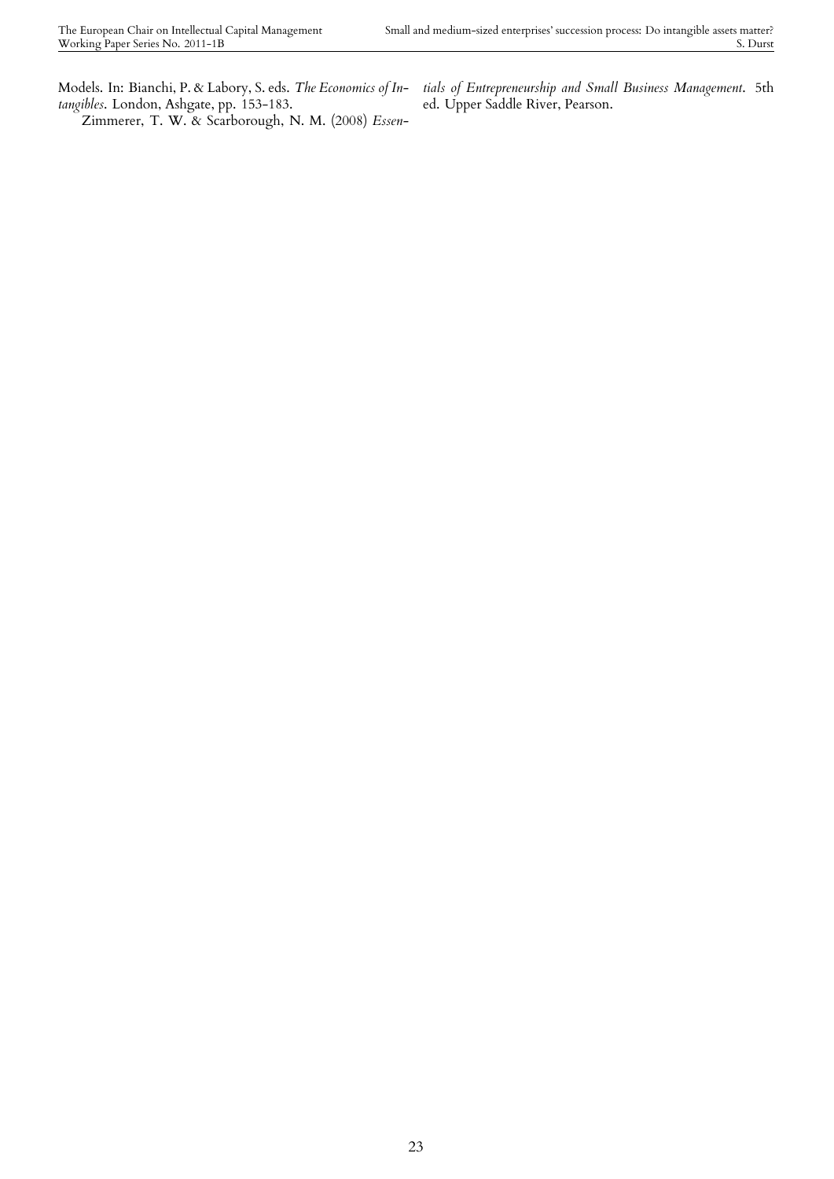Models. In: Bianchi, P. & Labory, S. eds. *The Economics of Intangibles*. London, Ashgate, pp. 153-183.

Zimmerer, T. W. & Scarborough, N. M. (2008) *Essentials of Entrepreneurship and Small Business Management*. 5th ed. Upper Saddle River, Pearson.